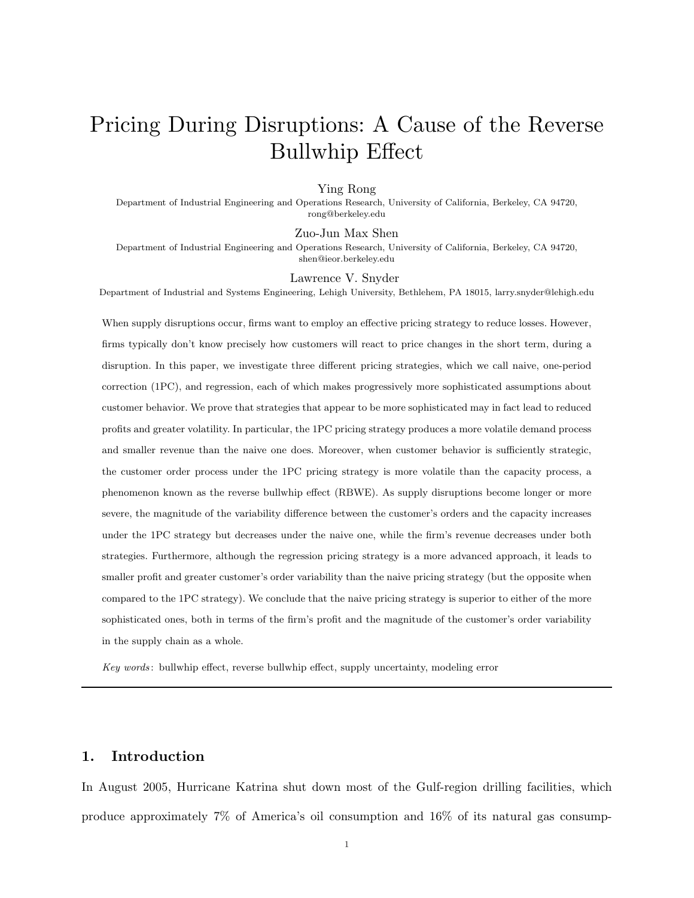# Pricing During Disruptions: A Cause of the Reverse Bullwhip Effect

Ying Rong

Department of Industrial Engineering and Operations Research, University of California, Berkeley, CA 94720, rong@berkeley.edu

Zuo-Jun Max Shen

Department of Industrial Engineering and Operations Research, University of California, Berkeley, CA 94720, shen@ieor.berkeley.edu

Lawrence V. Snyder

Department of Industrial and Systems Engineering, Lehigh University, Bethlehem, PA 18015, larry.snyder@lehigh.edu

When supply disruptions occur, firms want to employ an effective pricing strategy to reduce losses. However, firms typically don't know precisely how customers will react to price changes in the short term, during a disruption. In this paper, we investigate three different pricing strategies, which we call naive, one-period correction (1PC), and regression, each of which makes progressively more sophisticated assumptions about customer behavior. We prove that strategies that appear to be more sophisticated may in fact lead to reduced profits and greater volatility. In particular, the 1PC pricing strategy produces a more volatile demand process and smaller revenue than the naive one does. Moreover, when customer behavior is sufficiently strategic, the customer order process under the 1PC pricing strategy is more volatile than the capacity process, a phenomenon known as the reverse bullwhip effect (RBWE). As supply disruptions become longer or more severe, the magnitude of the variability difference between the customer's orders and the capacity increases under the 1PC strategy but decreases under the naive one, while the firm's revenue decreases under both strategies. Furthermore, although the regression pricing strategy is a more advanced approach, it leads to smaller profit and greater customer's order variability than the naive pricing strategy (but the opposite when compared to the 1PC strategy). We conclude that the naive pricing strategy is superior to either of the more sophisticated ones, both in terms of the firm's profit and the magnitude of the customer's order variability in the supply chain as a whole.

*Key words*: bullwhip effect, reverse bullwhip effect, supply uncertainty, modeling error

## 1. Introduction

In August 2005, Hurricane Katrina shut down most of the Gulf-region drilling facilities, which produce approximately 7% of America's oil consumption and 16% of its natural gas consump-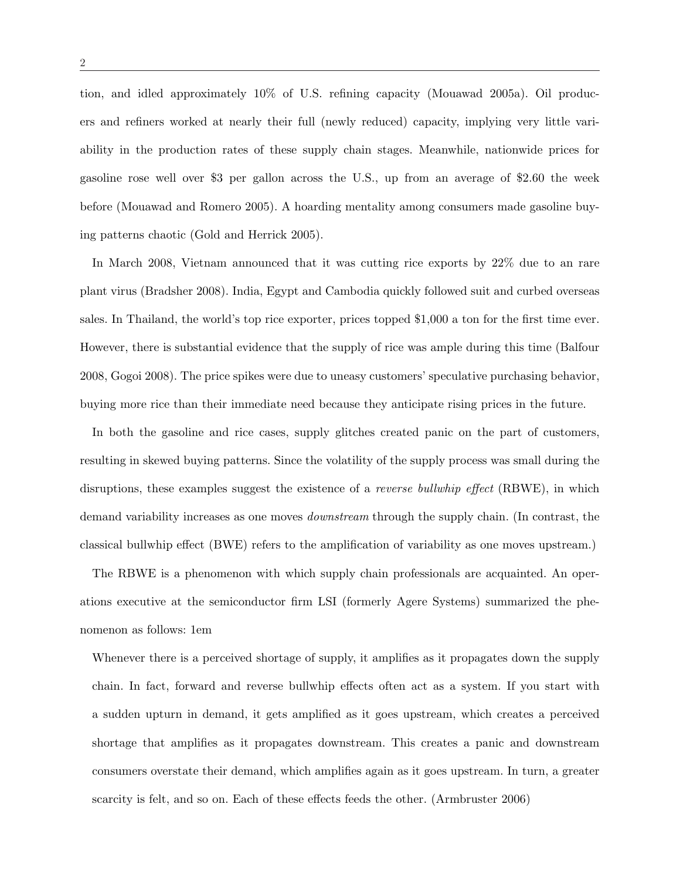tion, and idled approximately 10% of U.S. refining capacity (Mouawad 2005a). Oil producers and refiners worked at nearly their full (newly reduced) capacity, implying very little variability in the production rates of these supply chain stages. Meanwhile, nationwide prices for gasoline rose well over $3 per gallon across the U.S., up from an average of $2.60 the week before (Mouawad and Romero 2005). A hoarding mentality among consumers made gasoline buying patterns chaotic (Gold and Herrick 2005).

In March 2008, Vietnam announced that it was cutting rice exports by 22% due to an rare plant virus (Bradsher 2008). India, Egypt and Cambodia quickly followed suit and curbed overseas sales. In Thailand, the world's top rice exporter, prices topped $1,000 a ton for the first time ever. However, there is substantial evidence that the supply of rice was ample during this time (Balfour 2008, Gogoi 2008). The price spikes were due to uneasy customers' speculative purchasing behavior, buying more rice than their immediate need because they anticipate rising prices in the future.

In both the gasoline and rice cases, supply glitches created panic on the part of customers, resulting in skewed buying patterns. Since the volatility of the supply process was small during the disruptions, these examples suggest the existence of a *reverse bullwhip effect* (RBWE), in which demand variability increases as one moves *downstream* through the supply chain. (In contrast, the classical bullwhip effect (BWE) refers to the amplification of variability as one moves upstream.)

The RBWE is a phenomenon with which supply chain professionals are acquainted. An operations executive at the semiconductor firm LSI (formerly Agere Systems) summarized the phenomenon as follows: 1em

> Whenever there is a perceived shortage of supply, it amplifies as it propagates down the supply chain. In fact, forward and reverse bullwhip effects often act as a system. If you start with a sudden upturn in demand, it gets amplified as it goes upstream, which creates a perceived shortage that amplifies as it propagates downstream. This creates a panic and downstream consumers overstate their demand, which amplifies again as it goes upstream. In turn, a greater scarcity is felt, and so on. Each of these effects feeds the other. (Armbruster 2006)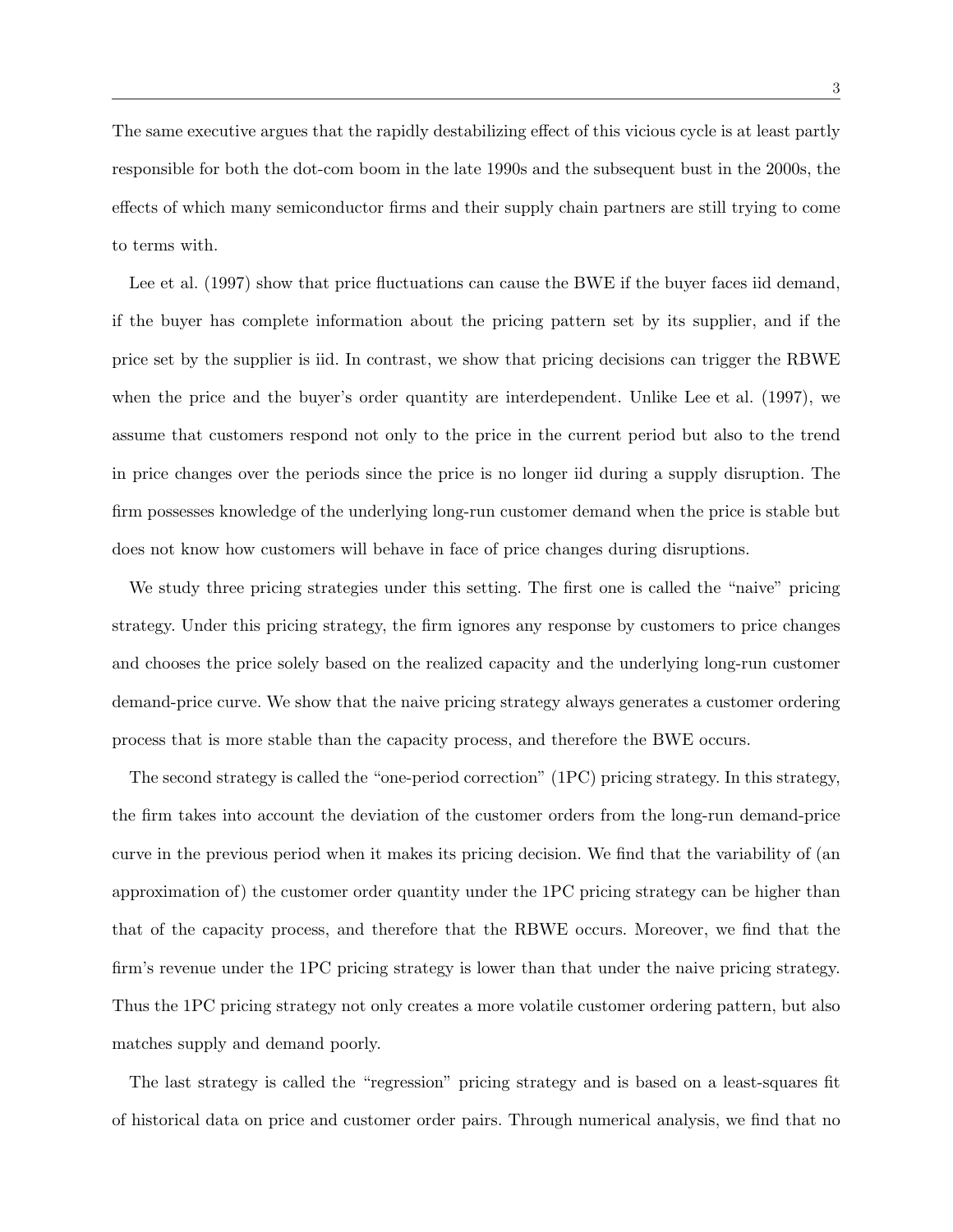The same executive argues that the rapidly destabilizing effect of this vicious cycle is at least partly responsible for both the dot-com boom in the late 1990s and the subsequent bust in the 2000s, the effects of which many semiconductor firms and their supply chain partners are still trying to come to terms with.

Lee et al. (1997) show that price fluctuations can cause the BWE if the buyer faces iid demand, if the buyer has complete information about the pricing pattern set by its supplier, and if the price set by the supplier is iid. In contrast, we show that pricing decisions can trigger the RBWE when the price and the buyer's order quantity are interdependent. Unlike Lee et al. (1997), we assume that customers respond not only to the price in the current period but also to the trend in price changes over the periods since the price is no longer iid during a supply disruption. The firm possesses knowledge of the underlying long-run customer demand when the price is stable but does not know how customers will behave in face of price changes during disruptions.

We study three pricing strategies under this setting. The first one is called the "naive" pricing strategy. Under this pricing strategy, the firm ignores any response by customers to price changes and chooses the price solely based on the realized capacity and the underlying long-run customer demand-price curve. We show that the naive pricing strategy always generates a customer ordering process that is more stable than the capacity process, and therefore the BWE occurs.

The second strategy is called the "one-period correction" (1PC) pricing strategy. In this strategy, the firm takes into account the deviation of the customer orders from the long-run demand-price curve in the previous period when it makes its pricing decision. We find that the variability of (an approximation of) the customer order quantity under the 1PC pricing strategy can be higher than that of the capacity process, and therefore that the RBWE occurs. Moreover, we find that the firm's revenue under the 1PC pricing strategy is lower than that under the naive pricing strategy. Thus the 1PC pricing strategy not only creates a more volatile customer ordering pattern, but also matches supply and demand poorly.

The last strategy is called the "regression" pricing strategy and is based on a least-squares fit of historical data on price and customer order pairs. Through numerical analysis, we find that no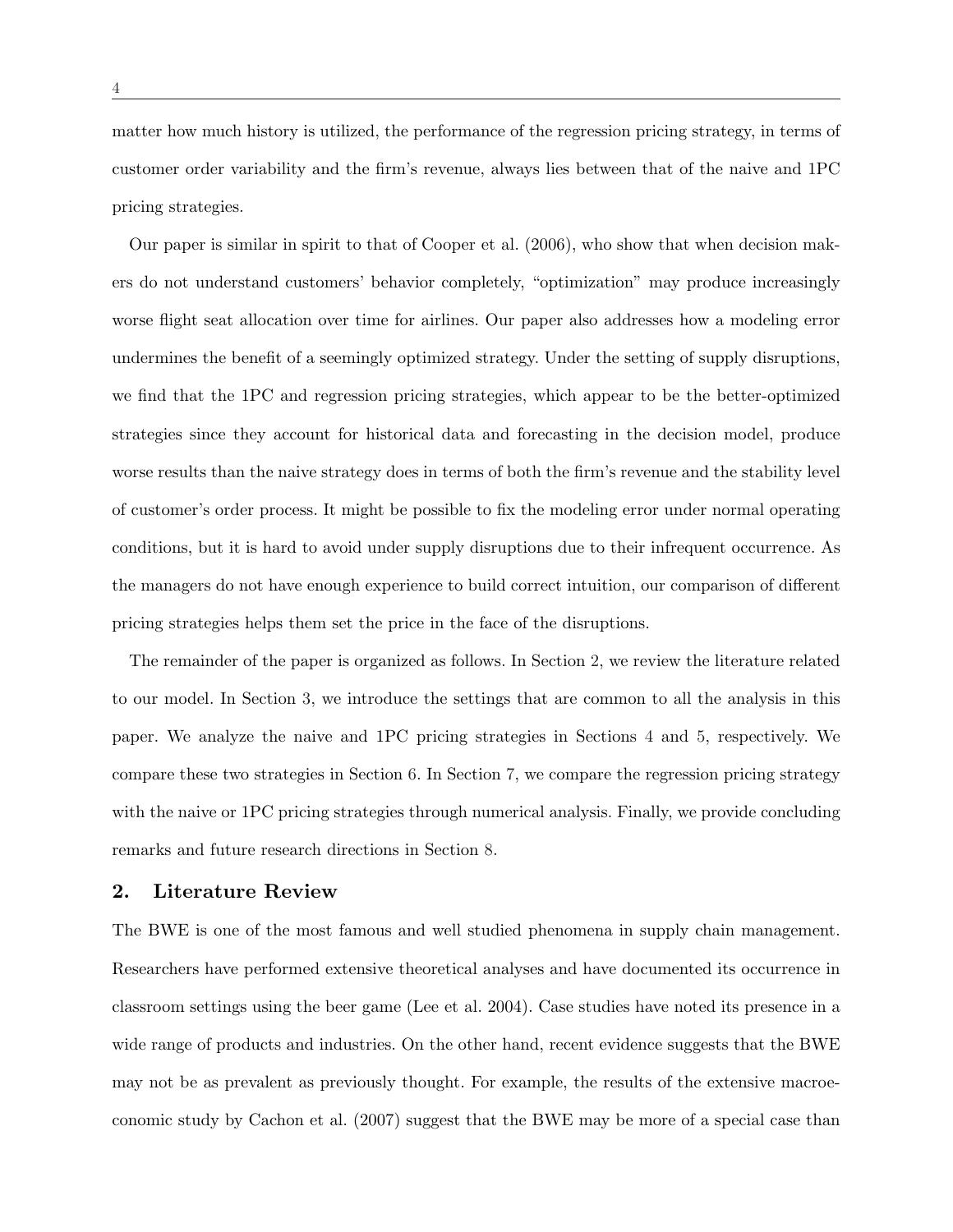matter how much history is utilized, the performance of the regression pricing strategy, in terms of customer order variability and the firm's revenue, always lies between that of the naive and 1PC pricing strategies.

Our paper is similar in spirit to that of Cooper et al. (2006), who show that when decision makers do not understand customers' behavior completely, "optimization" may produce increasingly worse flight seat allocation over time for airlines. Our paper also addresses how a modeling error undermines the benefit of a seemingly optimized strategy. Under the setting of supply disruptions, we find that the 1PC and regression pricing strategies, which appear to be the better-optimized strategies since they account for historical data and forecasting in the decision model, produce worse results than the naive strategy does in terms of both the firm's revenue and the stability level of customer's order process. It might be possible to fix the modeling error under normal operating conditions, but it is hard to avoid under supply disruptions due to their infrequent occurrence. As the managers do not have enough experience to build correct intuition, our comparison of different pricing strategies helps them set the price in the face of the disruptions.

The remainder of the paper is organized as follows. In Section 2, we review the literature related to our model. In Section 3, we introduce the settings that are common to all the analysis in this paper. We analyze the naive and 1PC pricing strategies in Sections 4 and 5, respectively. We compare these two strategies in Section 6. In Section 7, we compare the regression pricing strategy with the naive or 1PC pricing strategies through numerical analysis. Finally, we provide concluding remarks and future research directions in Section 8.

## 2. Literature Review

The BWE is one of the most famous and well studied phenomena in supply chain management. Researchers have performed extensive theoretical analyses and have documented its occurrence in classroom settings using the beer game (Lee et al. 2004). Case studies have noted its presence in a wide range of products and industries. On the other hand, recent evidence suggests that the BWE may not be as prevalent as previously thought. For example, the results of the extensive macroeconomic study by Cachon et al. (2007) suggest that the BWE may be more of a special case than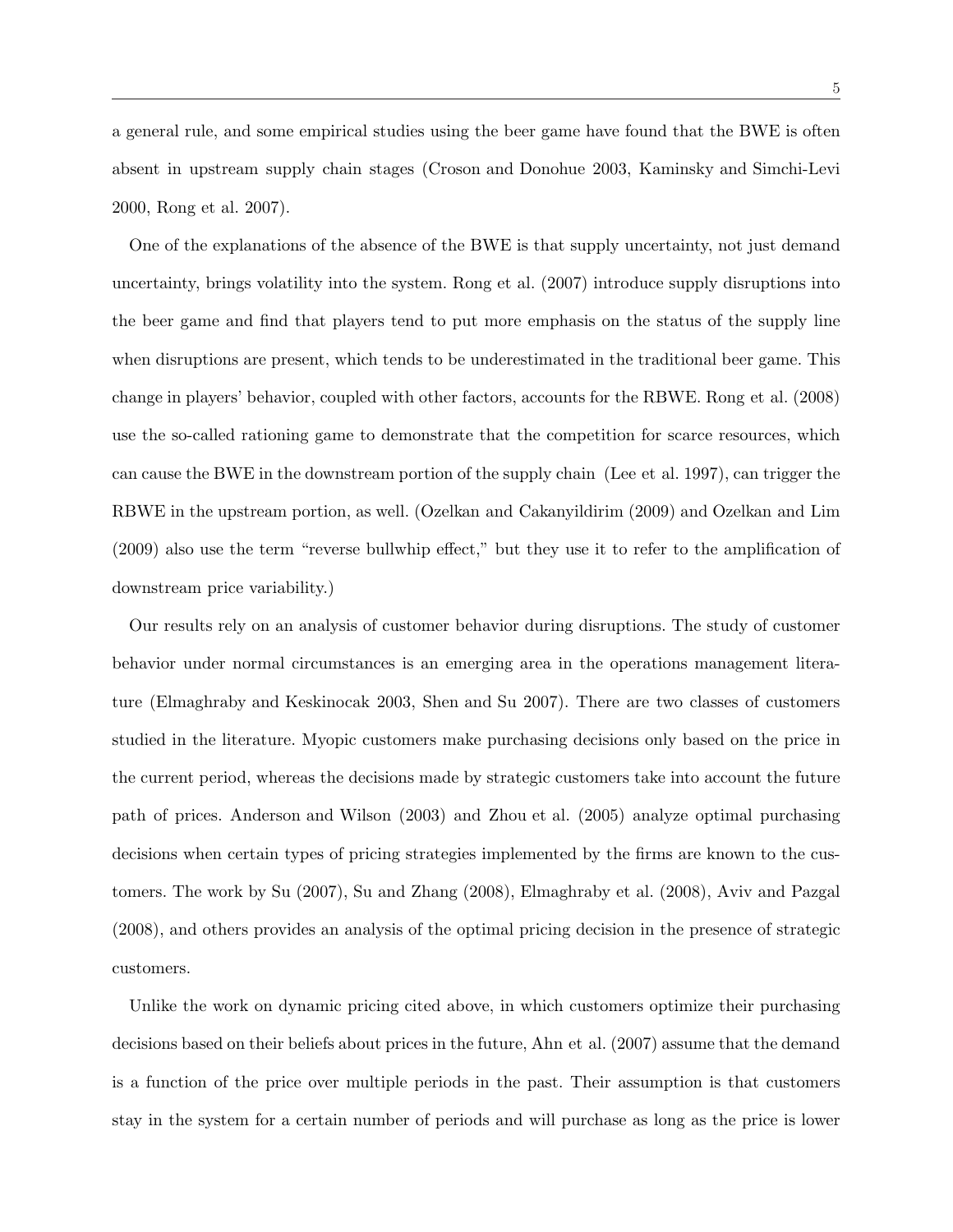a general rule, and some empirical studies using the beer game have found that the BWE is often absent in upstream supply chain stages (Croson and Donohue 2003, Kaminsky and Simchi-Levi 2000, Rong et al. 2007).

One of the explanations of the absence of the BWE is that supply uncertainty, not just demand uncertainty, brings volatility into the system. Rong et al. (2007) introduce supply disruptions into the beer game and find that players tend to put more emphasis on the status of the supply line when disruptions are present, which tends to be underestimated in the traditional beer game. This change in players' behavior, coupled with other factors, accounts for the RBWE. Rong et al. (2008) use the so-called rationing game to demonstrate that the competition for scarce resources, which can cause the BWE in the downstream portion of the supply chain (Lee et al. 1997), can trigger the RBWE in the upstream portion, as well. (Ozelkan and Cakanyildirim (2009) and Ozelkan and Lim (2009) also use the term "reverse bullwhip effect," but they use it to refer to the amplification of downstream price variability.)

Our results rely on an analysis of customer behavior during disruptions. The study of customer behavior under normal circumstances is an emerging area in the operations management literature (Elmaghraby and Keskinocak 2003, Shen and Su 2007). There are two classes of customers studied in the literature. Myopic customers make purchasing decisions only based on the price in the current period, whereas the decisions made by strategic customers take into account the future path of prices. Anderson and Wilson (2003) and Zhou et al. (2005) analyze optimal purchasing decisions when certain types of pricing strategies implemented by the firms are known to the customers. The work by Su (2007), Su and Zhang (2008), Elmaghraby et al. (2008), Aviv and Pazgal (2008), and others provides an analysis of the optimal pricing decision in the presence of strategic customers.

Unlike the work on dynamic pricing cited above, in which customers optimize their purchasing decisions based on their beliefs about prices in the future, Ahn et al. (2007) assume that the demand is a function of the price over multiple periods in the past. Their assumption is that customers stay in the system for a certain number of periods and will purchase as long as the price is lower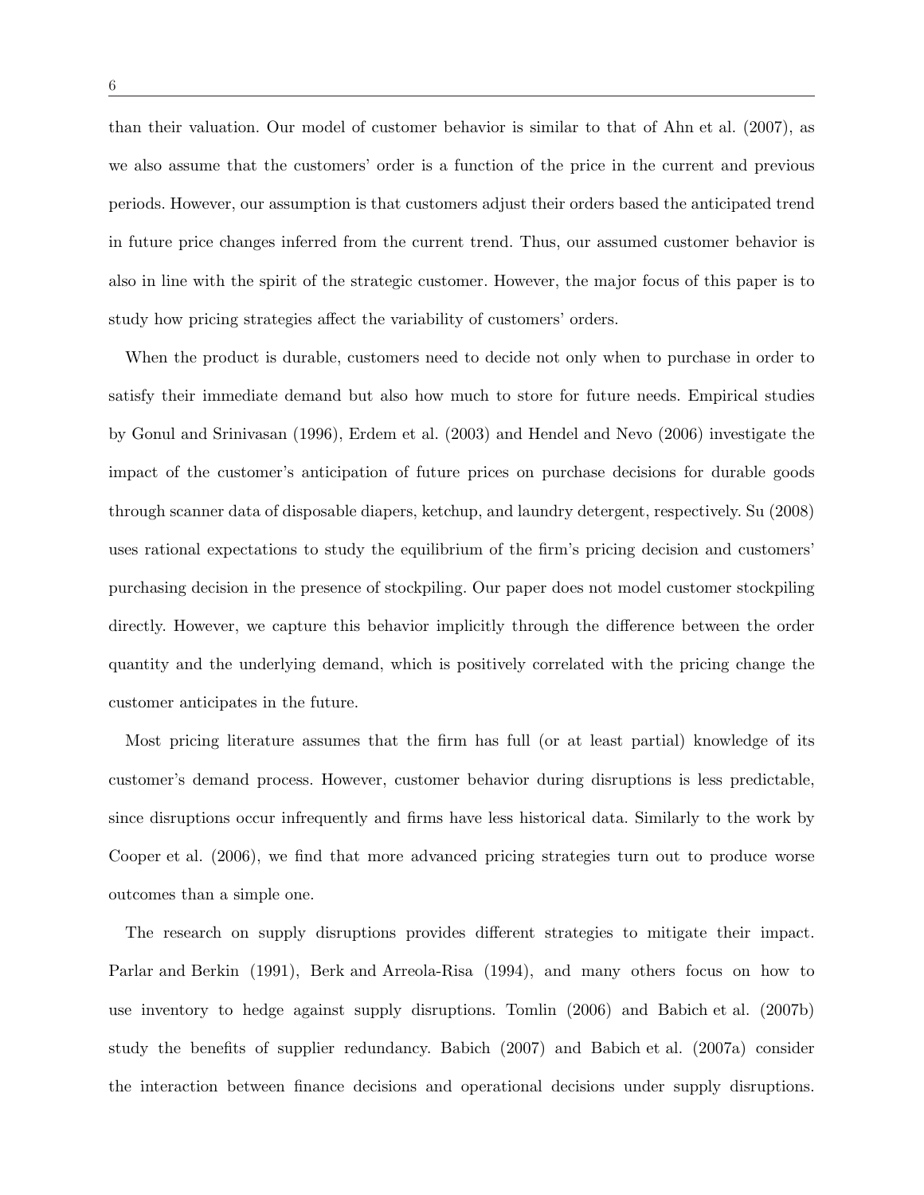than their valuation. Our model of customer behavior is similar to that of Ahn et al. (2007), as we also assume that the customers' order is a function of the price in the current and previous periods. However, our assumption is that customers adjust their orders based the anticipated trend in future price changes inferred from the current trend. Thus, our assumed customer behavior is also in line with the spirit of the strategic customer. However, the major focus of this paper is to study how pricing strategies affect the variability of customers' orders.

When the product is durable, customers need to decide not only when to purchase in order to satisfy their immediate demand but also how much to store for future needs. Empirical studies by Gonul and Srinivasan (1996), Erdem et al. (2003) and Hendel and Nevo (2006) investigate the impact of the customer's anticipation of future prices on purchase decisions for durable goods through scanner data of disposable diapers, ketchup, and laundry detergent, respectively. Su (2008) uses rational expectations to study the equilibrium of the firm's pricing decision and customers' purchasing decision in the presence of stockpiling. Our paper does not model customer stockpiling directly. However, we capture this behavior implicitly through the difference between the order quantity and the underlying demand, which is positively correlated with the pricing change the customer anticipates in the future.

Most pricing literature assumes that the firm has full (or at least partial) knowledge of its customer's demand process. However, customer behavior during disruptions is less predictable, since disruptions occur infrequently and firms have less historical data. Similarly to the work by Cooper et al. (2006), we find that more advanced pricing strategies turn out to produce worse outcomes than a simple one.

The research on supply disruptions provides different strategies to mitigate their impact. Parlar and Berkin (1991), Berk and Arreola-Risa (1994), and many others focus on how to use inventory to hedge against supply disruptions. Tomlin (2006) and Babich et al. (2007b) study the benefits of supplier redundancy. Babich (2007) and Babich et al. (2007a) consider the interaction between finance decisions and operational decisions under supply disruptions.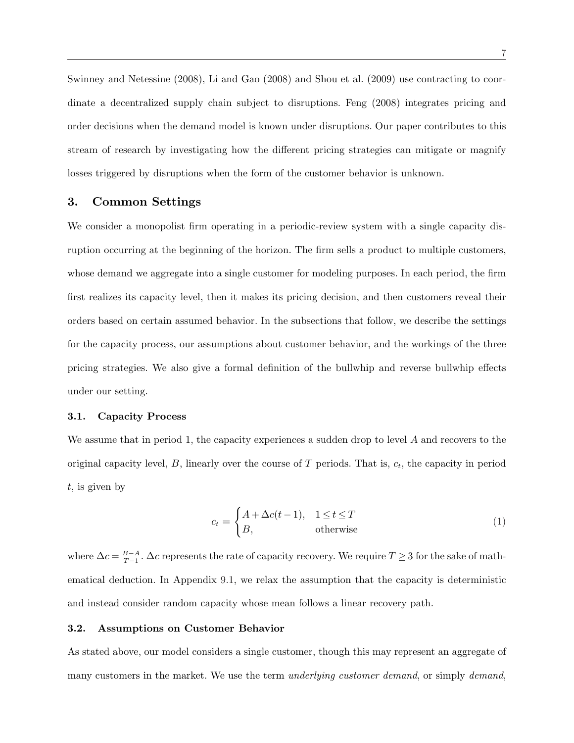Swinney and Netessine (2008), Li and Gao (2008) and Shou et al. (2009) use contracting to coordinate a decentralized supply chain subject to disruptions. Feng (2008) integrates pricing and order decisions when the demand model is known under disruptions. Our paper contributes to this stream of research by investigating how the different pricing strategies can mitigate or magnify losses triggered by disruptions when the form of the customer behavior is unknown.

## 3. Common Settings

We consider a monopolist firm operating in a periodic-review system with a single capacity disruption occurring at the beginning of the horizon. The firm sells a product to multiple customers, whose demand we aggregate into a single customer for modeling purposes. In each period, the firm first realizes its capacity level, then it makes its pricing decision, and then customers reveal their orders based on certain assumed behavior. In the subsections that follow, we describe the settings for the capacity process, our assumptions about customer behavior, and the workings of the three pricing strategies. We also give a formal definition of the bullwhip and reverse bullwhip effects under our setting.

### 3.1. Capacity Process

We assume that in period 1, the capacity experiences a sudden drop to level $A$ and recovers to the original capacity level, $B$, linearly over the course of $T$ periods. That is, $c_t$, the capacity in period $t$, is given by

$$c_t = \begin{cases} A + \Delta c(t-1), & 1 \leq t \leq T \\ B, & \text{otherwise} \end{cases} \tag{1}$$

where $\Delta c = \frac{B-A}{T-1}$. $\Delta c$ represents the rate of capacity recovery. We require $T \geq 3$ for the sake of mathematical deduction. In Appendix 9.1, we relax the assumption that the capacity is deterministic and instead consider random capacity whose mean follows a linear recovery path.

### 3.2. Assumptions on Customer Behavior

As stated above, our model considers a single customer, though this may represent an aggregate of many customers in the market. We use the term *underlying customer demand*, or simply *demand*,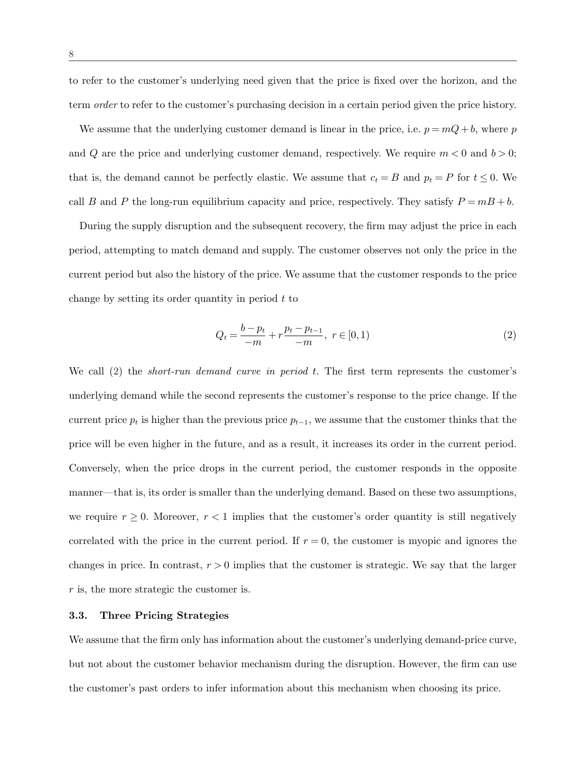to refer to the customer's underlying need given that the price is fixed over the horizon, and the term *order* to refer to the customer's purchasing decision in a certain period given the price history.

We assume that the underlying customer demand is linear in the price, i.e. $p = mQ + b$, where $p$ and $Q$ are the price and underlying customer demand, respectively. We require $m < 0$ and $b > 0$; that is, the demand cannot be perfectly elastic. We assume that $c_t = B$ and $p_t = P$ for $t \leq 0$. We call $B$ and $P$ the long-run equilibrium capacity and price, respectively. They satisfy $P = mB + b$.

During the supply disruption and the subsequent recovery, the firm may adjust the price in each period, attempting to match demand and supply. The customer observes not only the price in the current period but also the history of the price. We assume that the customer responds to the price change by setting its order quantity in period $t$ to

$$Q_t = \frac{b - p_t}{-m} + r\frac{p_t - p_{t-1}}{-m}, \ r \in [0, 1) \tag{2}$$

We call (2) the *short-run demand curve in period t*. The first term represents the customer's underlying demand while the second represents the customer's response to the price change. If the current price $p_t$ is higher than the previous price $p_{t-1}$, we assume that the customer thinks that the price will be even higher in the future, and as a result, it increases its order in the current period. Conversely, when the price drops in the current period, the customer responds in the opposite manner—that is, its order is smaller than the underlying demand. Based on these two assumptions, we require $r \geq 0$. Moreover, $r < 1$ implies that the customer's order quantity is still negatively correlated with the price in the current period. If $r = 0$, the customer is myopic and ignores the changes in price. In contrast, $r > 0$ implies that the customer is strategic. We say that the larger $r$ is, the more strategic the customer is.

### 3.3. Three Pricing Strategies

We assume that the firm only has information about the customer's underlying demand-price curve, but not about the customer behavior mechanism during the disruption. However, the firm can use the customer's past orders to infer information about this mechanism when choosing its price.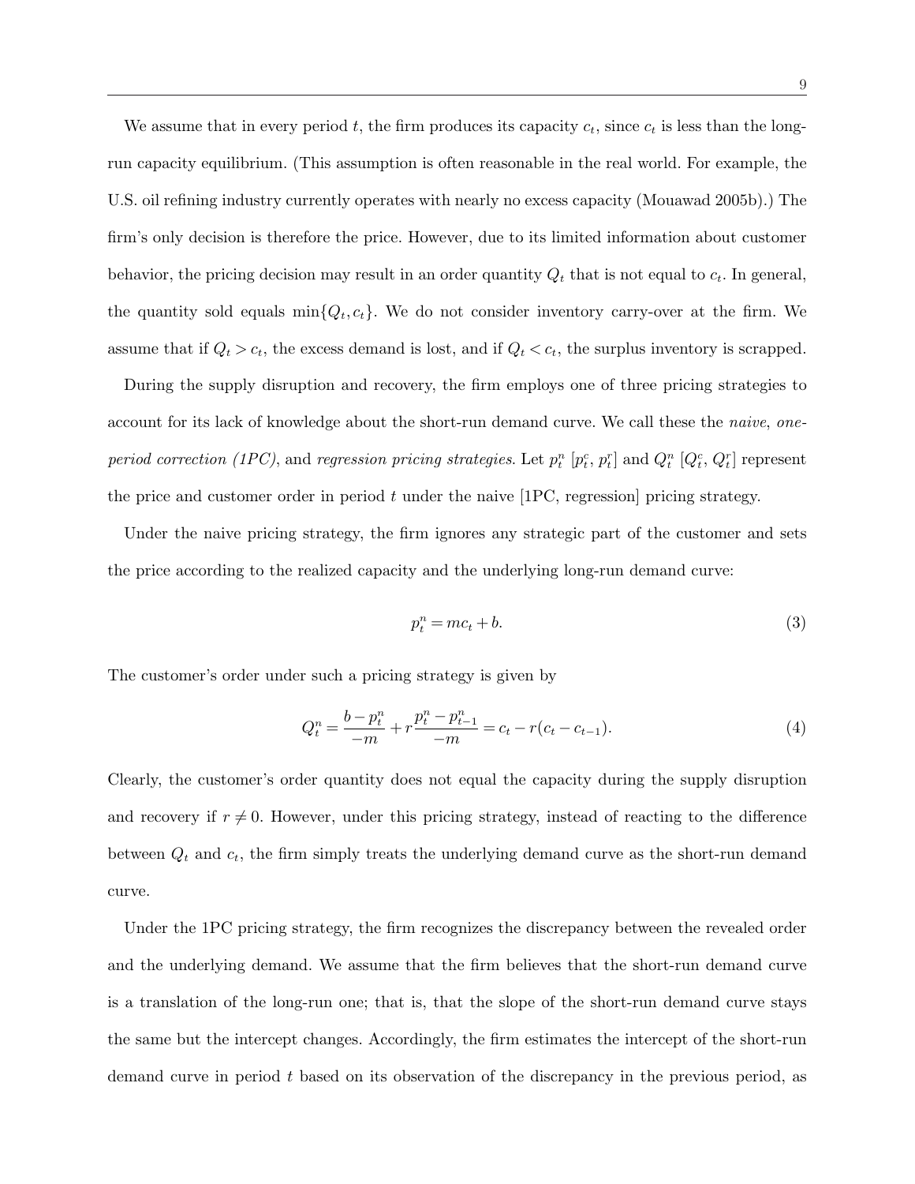We assume that in every period $t$, the firm produces its capacity $c_t$, since $c_t$ is less than the long-run capacity equilibrium. (This assumption is often reasonable in the real world. For example, the U.S. oil refining industry currently operates with nearly no excess capacity (Mouawad 2005b).) The firm's only decision is therefore the price. However, due to its limited information about customer behavior, the pricing decision may result in an order quantity $Q_t$ that is not equal to $c_t$. In general, the quantity sold equals $\min\{Q_t, c_t\}$. We do not consider inventory carry-over at the firm. We assume that if $Q_t > c_t$, the excess demand is lost, and if $Q_t < c_t$, the surplus inventory is scrapped.

During the supply disruption and recovery, the firm employs one of three pricing strategies to account for its lack of knowledge about the short-run demand curve. We call these the *naive*, *one-period correction (1PC)*, and *regression pricing strategies*. Let $p_t^n$ [$p_t^c$, $p_t^r$] and $Q_t^n$ [$Q_t^c$, $Q_t^r$] represent the price and customer order in period $t$ under the naive [1PC, regression] pricing strategy.

Under the naive pricing strategy, the firm ignores any strategic part of the customer and sets the price according to the realized capacity and the underlying long-run demand curve:

$$p_t^n = mc_t + b. \tag{3}$$

The customer's order under such a pricing strategy is given by

$$Q_t^n = \frac{b - p_t^n}{-m} + r\frac{p_t^n - p_{t-1}^n}{-m} = c_t - r(c_t - c_{t-1}). \tag{4}$$

Clearly, the customer's order quantity does not equal the capacity during the supply disruption and recovery if $r \neq 0$. However, under this pricing strategy, instead of reacting to the difference between $Q_t$ and $c_t$, the firm simply treats the underlying demand curve as the short-run demand curve.

Under the 1PC pricing strategy, the firm recognizes the discrepancy between the revealed order and the underlying demand. We assume that the firm believes that the short-run demand curve is a translation of the long-run one; that is, that the slope of the short-run demand curve stays the same but the intercept changes. Accordingly, the firm estimates the intercept of the short-run demand curve in period $t$ based on its observation of the discrepancy in the previous period, as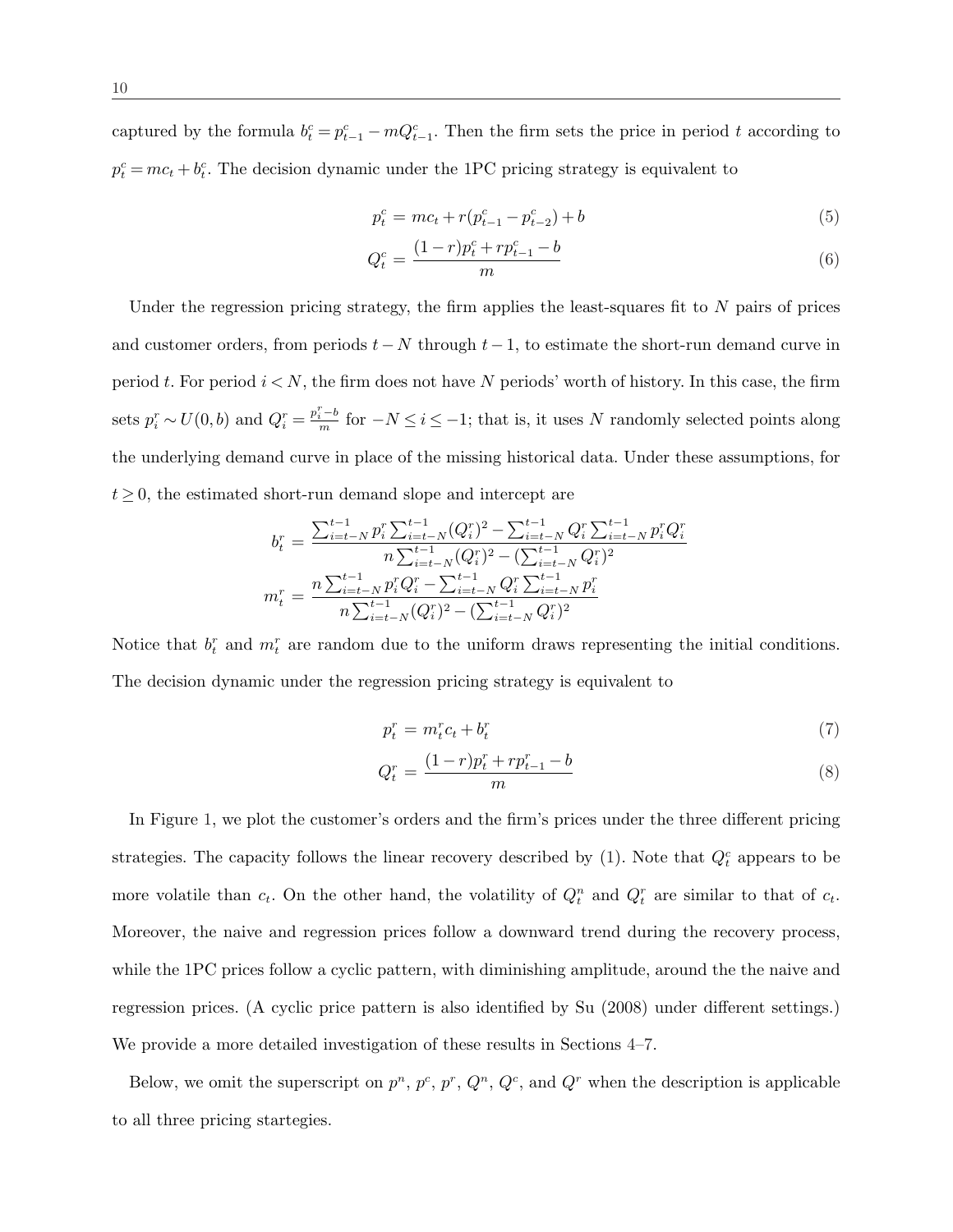captured by the formula $b_t^c = p_{t-1}^c - mQ_{t-1}^c$. Then the firm sets the price in period $t$ according to $p_t^c = mc_t + b_t^c$. The decision dynamic under the 1PC pricing strategy is equivalent to

$$p_t^c = mc_t + r(p_{t-1}^c - p_{t-2}^c) + b \tag{5}$$

$$Q_t^c = \frac{(1-r)p_t^c + rp_{t-1}^c - b}{m} \tag{6}$$

Under the regression pricing strategy, the firm applies the least-squares fit to $N$ pairs of prices and customer orders, from periods $t-N$ through $t-1$, to estimate the short-run demand curve in period $t$. For period $i < N$, the firm does not have $N$ periods' worth of history. In this case, the firm sets $p_i^r \sim U(0,b)$ and $Q_i^r = \frac{p_i^r - b}{m}$ for $-N \le i \le -1$; that is, it uses $N$ randomly selected points along the underlying demand curve in place of the missing historical data. Under these assumptions, for $t \ge 0$, the estimated short-run demand slope and intercept are

$$b_t^r = \frac{\sum_{i=t-N}^{t-1} p_i^r \sum_{i=t-N}^{t-1} (Q_i^r)^2 - \sum_{i=t-N}^{t-1} Q_i^r \sum_{i=t-N}^{t-1} p_i^r Q_i^r}{n\sum_{i=t-N}^{t-1} (Q_i^r)^2 - (\sum_{i=t-N}^{t-1} Q_i^r)^2}$$

$$m_t^r = \frac{n\sum_{i=t-N}^{t-1} p_i^r Q_i^r - \sum_{i=t-N}^{t-1} Q_i^r \sum_{i=t-N}^{t-1} p_i^r}{n\sum_{i=t-N}^{t-1} (Q_i^r)^2 - (\sum_{i=t-N}^{t-1} Q_i^r)^2}$$

Notice that $b_t^r$ and $m_t^r$ are random due to the uniform draws representing the initial conditions. The decision dynamic under the regression pricing strategy is equivalent to

$$p_t^r = m_t^r c_t + b_t^r \tag{7}$$

$$Q_t^r = \frac{(1-r)p_t^r + rp_{t-1}^r - b}{m} \tag{8}$$

In Figure 1, we plot the customer's orders and the firm's prices under the three different pricing strategies. The capacity follows the linear recovery described by (1). Note that $Q_t^c$ appears to be more volatile than $c_t$. On the other hand, the volatility of $Q_t^n$ and $Q_t^r$ are similar to that of $c_t$. Moreover, the naive and regression prices follow a downward trend during the recovery process, while the 1PC prices follow a cyclic pattern, with diminishing amplitude, around the the naive and regression prices. (A cyclic price pattern is also identified by Su (2008) under different settings.) We provide a more detailed investigation of these results in Sections 4–7.

Below, we omit the superscript on $p^n$, $p^c$, $p^r$, $Q^n$, $Q^c$, and $Q^r$ when the description is applicable to all three pricing startegies.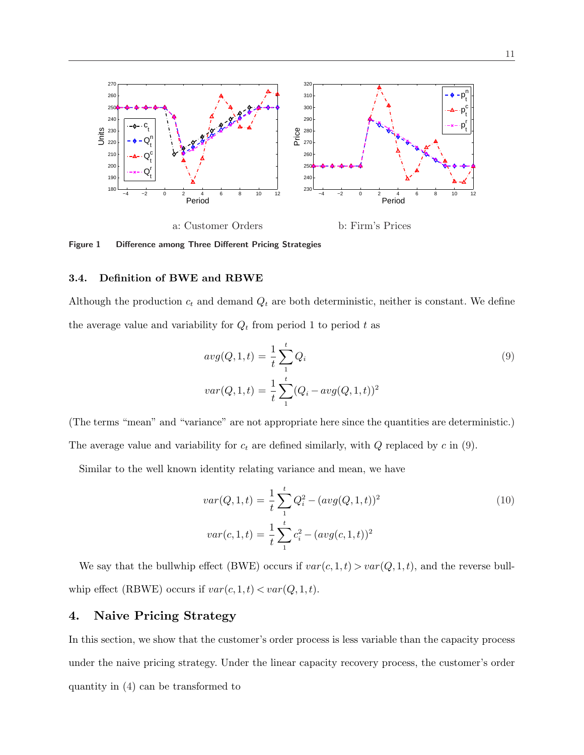a: Customer Orders

b: Firm's Prices

**Figure 1** **Difference among Three Different Pricing Strategies**

### 3.4. Definition of BWE and RBWE

Although the production $c_t$ and demand $Q_t$ are both deterministic, neither is constant. We define the average value and variability for $Q_t$ from period 1 to period $t$ as

$$
\begin{aligned}
avg(Q,1,t) &= \frac{1}{t}\sum_{1}^{t} Q_i \\
var(Q,1,t) &= \frac{1}{t}\sum_{1}^{t} (Q_i - avg(Q,1,t))^2
\end{aligned}
\tag{9}
$$

(The terms "mean" and "variance" are not appropriate here since the quantities are deterministic.) The average value and variability for $c_t$ are defined similarly, with $Q$ replaced by $c$ in (9).

Similar to the well known identity relating variance and mean, we have

$$
\begin{aligned}
var(Q,1,t) &= \frac{1}{t}\sum_{1}^{t} Q_i^2 - (avg(Q,1,t))^2 \\
var(c,1,t) &= \frac{1}{t}\sum_{1}^{t} c_i^2 - (avg(c,1,t))^2
\end{aligned}
\tag{10}
$$

We say that the bullwhip effect (BWE) occurs if $var(c,1,t) > var(Q,1,t)$, and the reverse bullwhip effect (RBWE) occurs if $var(c,1,t) < var(Q,1,t)$.

## 4. Naive Pricing Strategy

In this section, we show that the customer's order process is less variable than the capacity process under the naive pricing strategy. Under the linear capacity recovery process, the customer's order quantity in (4) can be transformed to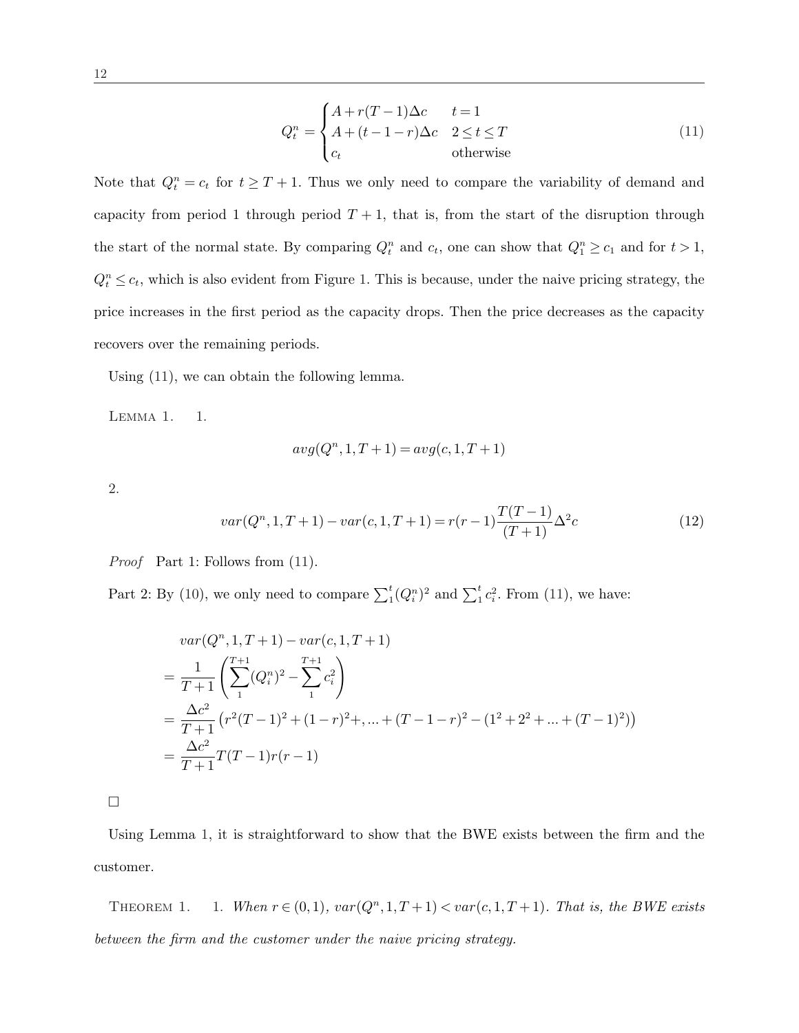$$
Q_t^n = \begin{cases} A + r(T-1)\Delta c & t = 1 \\ A + (t-1-r)\Delta c & 2 \le t \le T \\ c_t & \text{otherwise} \end{cases} \tag{11}
$$

Note that $Q_t^n = c_t$ for $t \geq T+1$. Thus we only need to compare the variability of demand and capacity from period 1 through period $T+1$, that is, from the start of the disruption through the start of the normal state. By comparing $Q_t^n$ and $c_t$, one can show that $Q_1^n \geq c_1$ and for $t > 1$, $Q_t^n \leq c_t$, which is also evident from Figure 1. This is because, under the naive pricing strategy, the price increases in the first period as the capacity drops. Then the price decreases as the capacity recovers over the remaining periods.

Using (11), we can obtain the following lemma.

Lemma 1. 1.

$$
avg(Q^n, 1, T+1) = avg(c, 1, T+1)
$$

2.

$$
var(Q^n, 1, T+1) - var(c, 1, T+1) = r(r-1)\frac{T(T-1)}{(T+1)}\Delta^2 c \tag{12}
$$

*Proof* Part 1: Follows from (11).

Part 2: By (10), we only need to compare $\sum_1^t (Q_i^n)^2$ and $\sum_1^t c_i^2$. From (11), we have:

$$
\begin{aligned}
& var(Q^n, 1, T+1) - var(c, 1, T+1) \\
&= \frac{1}{T+1}\left(\sum_1^{T+1}(Q_i^n)^2 - \sum_1^{T+1} c_i^2\right) \\
&= \frac{\Delta c^2}{T+1}\left(r^2(T-1)^2 + (1-r)^2 +, \ldots + (T-1-r)^2 - (1^2 + 2^2 + \ldots + (T-1)^2)\right) \\
&= \frac{\Delta c^2}{T+1} T(T-1)r(r-1)
\end{aligned}
$$

□

Using Lemma 1, it is straightforward to show that the BWE exists between the firm and the customer.

Theorem 1. 1. *When $r \in (0,1)$, $var(Q^n, 1, T+1) < var(c, 1, T+1)$. That is, the BWE exists between the firm and the customer under the naive pricing strategy.*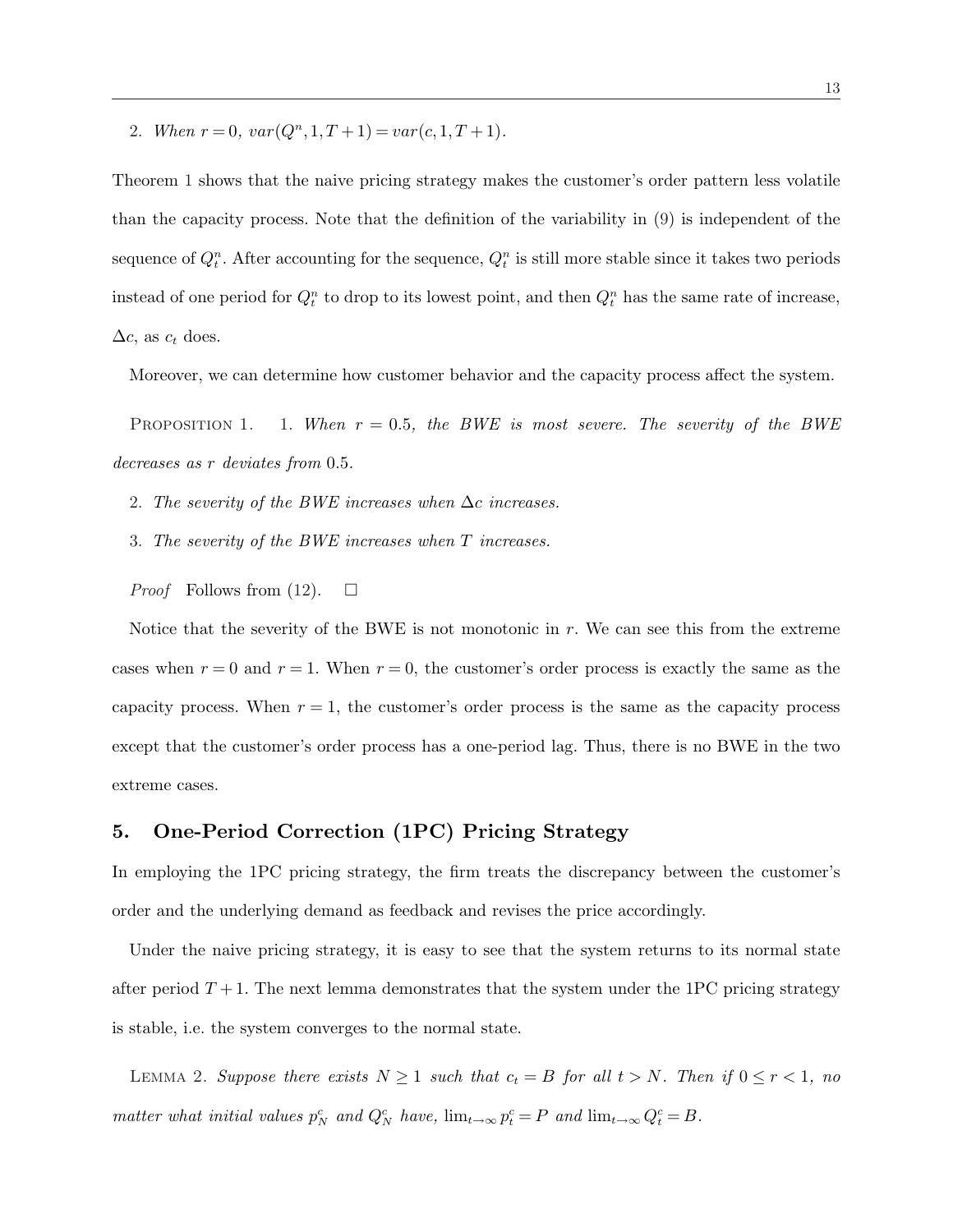2. *When* $r = 0$*,* $var(Q^n, 1, T+1) = var(c, 1, T+1)$.

Theorem 1 shows that the naive pricing strategy makes the customer's order pattern less volatile than the capacity process. Note that the definition of the variability in (9) is independent of the sequence of $Q_t^n$. After accounting for the sequence, $Q_t^n$ is still more stable since it takes two periods instead of one period for $Q_t^n$ to drop to its lowest point, and then $Q_t^n$ has the same rate of increase, $\Delta c$, as $c_t$ does.

Moreover, we can determine how customer behavior and the capacity process affect the system.

PROPOSITION 1. 1. *When* $r = 0.5$*, the BWE is most severe. The severity of the BWE decreases as* $r$ *deviates from* $0.5$.

2. *The severity of the BWE increases when* $\Delta c$ *increases.*

3. *The severity of the BWE increases when* $T$ *increases.*

*Proof* Follows from (12). □

Notice that the severity of the BWE is not monotonic in $r$. We can see this from the extreme cases when $r = 0$ and $r = 1$. When $r = 0$, the customer's order process is exactly the same as the capacity process. When $r = 1$, the customer's order process is the same as the capacity process except that the customer's order process has a one-period lag. Thus, there is no BWE in the two extreme cases.

## 5. One-Period Correction (1PC) Pricing Strategy

In employing the 1PC pricing strategy, the firm treats the discrepancy between the customer's order and the underlying demand as feedback and revises the price accordingly.

Under the naive pricing strategy, it is easy to see that the system returns to its normal state after period $T+1$. The next lemma demonstrates that the system under the 1PC pricing strategy is stable, i.e. the system converges to the normal state.

LEMMA 2. *Suppose there exists* $N \geq 1$ *such that* $c_t = B$ *for all* $t > N$*. Then if* $0 \leq r < 1$*, no matter what initial values* $p_N^c$ *and* $Q_N^c$ *have,* $\lim_{t\to\infty} p_t^c = P$ *and* $\lim_{t\to\infty} Q_t^c = B$.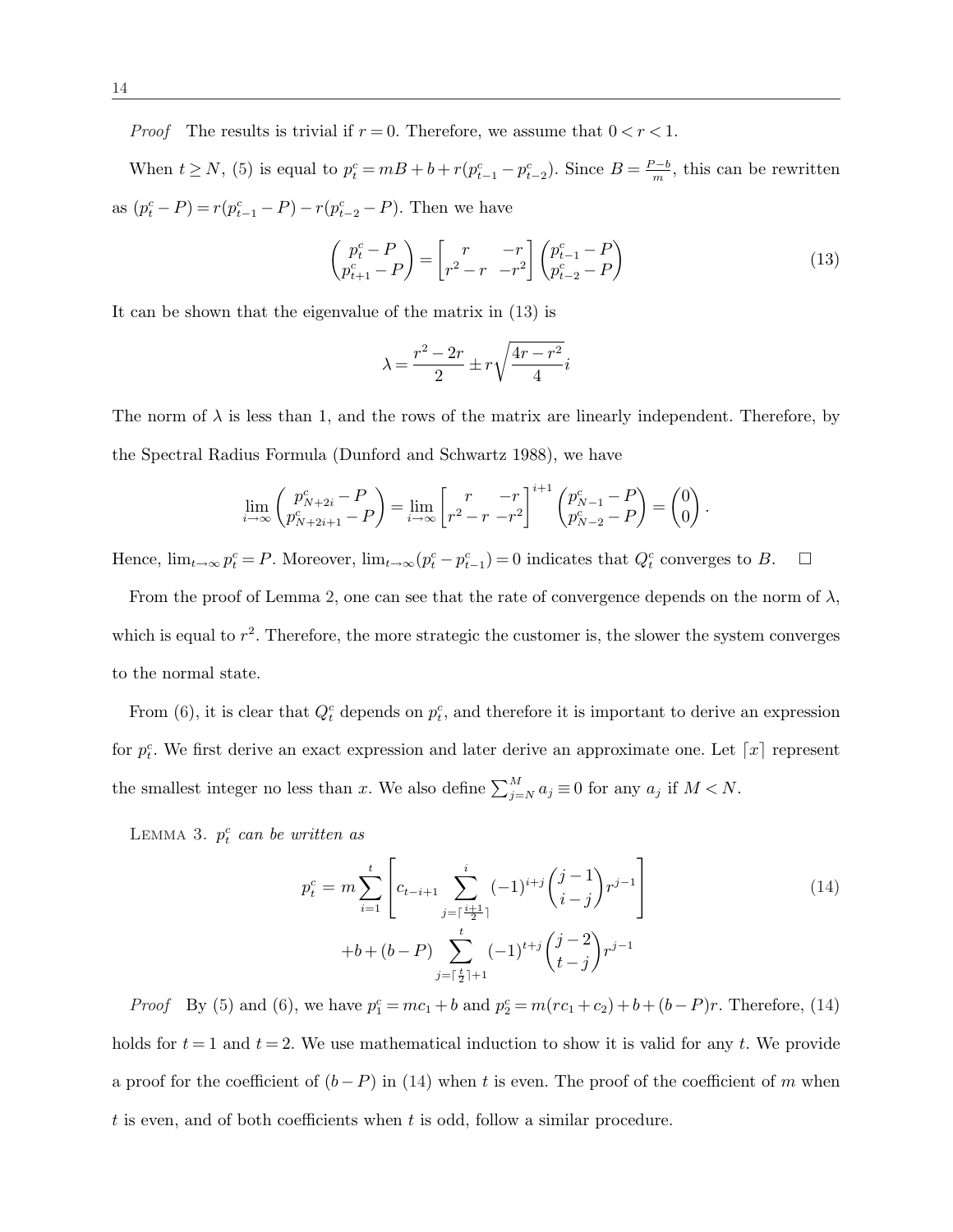*Proof* The results is trivial if $r = 0$. Therefore, we assume that $0 < r < 1$.

When $t \geq N$, (5) is equal to $p_t^c = mB + b + r(p_{t-1}^c - p_{t-2}^c)$. Since $B = \frac{P-b}{m}$, this can be rewritten as $(p_t^c - P) = r(p_{t-1}^c - P) - r(p_{t-2}^c - P)$. Then we have

$$\begin{pmatrix} p_t^c - P \\ p_{t+1}^c - P \end{pmatrix} = \begin{bmatrix} r & -r \\ r^2 - r & -r^2 \end{bmatrix} \begin{pmatrix} p_{t-1}^c - P \\ p_{t-2}^c - P \end{pmatrix} \tag{13}$$

It can be shown that the eigenvalue of the matrix in (13) is

$$\lambda = \frac{r^2 - 2r}{2} \pm r\sqrt{\frac{4r - r^2}{4}}i$$

The norm of $\lambda$ is less than 1, and the rows of the matrix are linearly independent. Therefore, by the Spectral Radius Formula (Dunford and Schwartz 1988), we have

$$\lim_{i\to\infty} \begin{pmatrix} p_{N+2i}^c - P \\ p_{N+2i+1}^c - P \end{pmatrix} = \lim_{i\to\infty} \begin{bmatrix} r & -r \\ r^2 - r & -r^2 \end{bmatrix}^{i+1} \begin{pmatrix} p_{N-1}^c - P \\ p_{N-2}^c - P \end{pmatrix} = \begin{pmatrix} 0 \\ 0 \end{pmatrix}.$$

Hence, $\lim_{t\to\infty} p_t^c = P$. Moreover, $\lim_{t\to\infty}(p_t^c - p_{t-1}^c) = 0$ indicates that $Q_t^c$ converges to $B$. □

From the proof of Lemma 2, one can see that the rate of convergence depends on the norm of $\lambda$, which is equal to $r^2$. Therefore, the more strategic the customer is, the slower the system converges to the normal state.

From (6), it is clear that $Q_t^c$ depends on $p_t^c$, and therefore it is important to derive an expression for $p_t^c$. We first derive an exact expression and later derive an approximate one. Let $\lceil x \rceil$ represent the smallest integer no less than $x$. We also define $\sum_{j=N}^{M} a_j \equiv 0$ for any $a_j$ if $M < N$.

LEMMA 3. *$p_t^c$ can be written as*

$$\begin{aligned} p_t^c = {} & m \sum_{i=1}^{t} \left[ c_{t-i+1} \sum_{j=\lceil \frac{i+1}{2} \rceil}^{i} (-1)^{i+j} \binom{j-1}{i-j} r^{j-1} \right] \\ & + b + (b - P) \sum_{j=\lceil \frac{t}{2} \rceil + 1}^{t} (-1)^{t+j} \binom{j-2}{t-j} r^{j-1} \end{aligned} \tag{14}$$

*Proof* By (5) and (6), we have $p_1^c = mc_1 + b$ and $p_2^c = m(rc_1 + c_2) + b + (b - P)r$. Therefore, (14) holds for $t = 1$ and $t = 2$. We use mathematical induction to show it is valid for any $t$. We provide a proof for the coefficient of $(b - P)$ in (14) when $t$ is even. The proof of the coefficient of $m$ when $t$ is even, and of both coefficients when $t$ is odd, follow a similar procedure.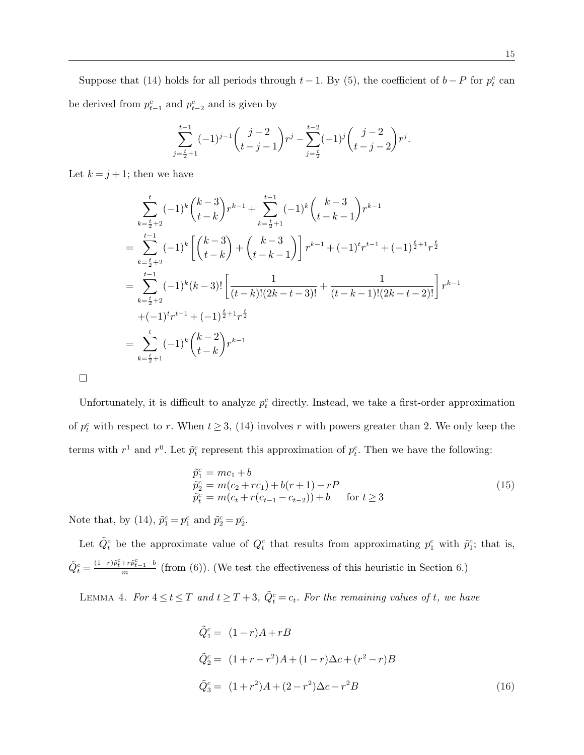Suppose that (14) holds for all periods through $t-1$. By (5), the coefficient of $b-P$ for $p_t^c$ can be derived from $p_{t-1}^c$ and $p_{t-2}^c$ and is given by

$$\sum_{j=\frac{t}{2}+1}^{t-1} (-1)^{j-1} \binom{j-2}{t-j-1} r^j - \sum_{j=\frac{t}{2}}^{t-2} (-1)^j \binom{j-2}{t-j-2} r^j.$$

Let $k = j+1$; then we have

$$\begin{aligned}
&\sum_{k=\frac{t}{2}+2}^{t} (-1)^k \binom{k-3}{t-k} r^{k-1} + \sum_{k=\frac{t}{2}+1}^{t-1} (-1)^k \binom{k-3}{t-k-1} r^{k-1} \\
&= \sum_{k=\frac{t}{2}+2}^{t-1} (-1)^k \left[ \binom{k-3}{t-k} + \binom{k-3}{t-k-1} \right] r^{k-1} + (-1)^t r^{t-1} + (-1)^{\frac{t}{2}+1} r^{\frac{t}{2}} \\
&= \sum_{k=\frac{t}{2}+2}^{t-1} (-1)^k (k-3)! \left[ \frac{1}{(t-k)!(2k-t-3)!} + \frac{1}{(t-k-1)!(2k-t-2)!} \right] r^{k-1} \\
&\quad + (-1)^t r^{t-1} + (-1)^{\frac{t}{2}+1} r^{\frac{t}{2}} \\
&= \sum_{k=\frac{t}{2}+1}^{t} (-1)^k \binom{k-2}{t-k} r^{k-1}
\end{aligned}$$

□

Unfortunately, it is difficult to analyze $p_t^c$ directly. Instead, we take a first-order approximation of $p_t^c$ with respect to $r$. When $t \geq 3$, (14) involves $r$ with powers greater than 2. We only keep the terms with $r^1$ and $r^0$. Let $\tilde{p}_t^c$ represent this approximation of $p_t^c$. Then we have the following:

$$\begin{aligned}
\tilde{p}_1^c &= mc_1 + b \\
\tilde{p}_2^c &= m(c_2 + rc_1) + b(r+1) - rP \\
\tilde{p}_t^c &= m(c_t + r(c_{t-1} - c_{t-2})) + b \qquad \text{for } t \geq 3
\end{aligned} \tag{15}$$

Note that, by (14), $\tilde{p}_1^c = p_1^c$ and $\tilde{p}_2^c = p_2^c$.

Let $\tilde{Q}_t^c$ be the approximate value of $Q_t^c$ that results from approximating $p_1^c$ with $\tilde{p}_1^c$; that is, $\tilde{Q}_t^c = \frac{(1-r)\tilde{p}_t^c + r\tilde{p}_{t-1}^c - b}{m}$ (from (6)). (We test the effectiveness of this heuristic in Section 6.)

Lemma 4. *For $4 \leq t \leq T$ and $t \geq T+3$, $\tilde{Q}_t^c = c_t$. For the remaining values of $t$, we have*

$$\begin{aligned}
\tilde{Q}_1^c &= (1-r)A + rB \\
\tilde{Q}_2^c &= (1+r-r^2)A + (1-r)\Delta c + (r^2 - r)B \\
\tilde{Q}_3^c &= (1+r^2)A + (2-r^2)\Delta c - r^2 B
\end{aligned} \tag{16}$$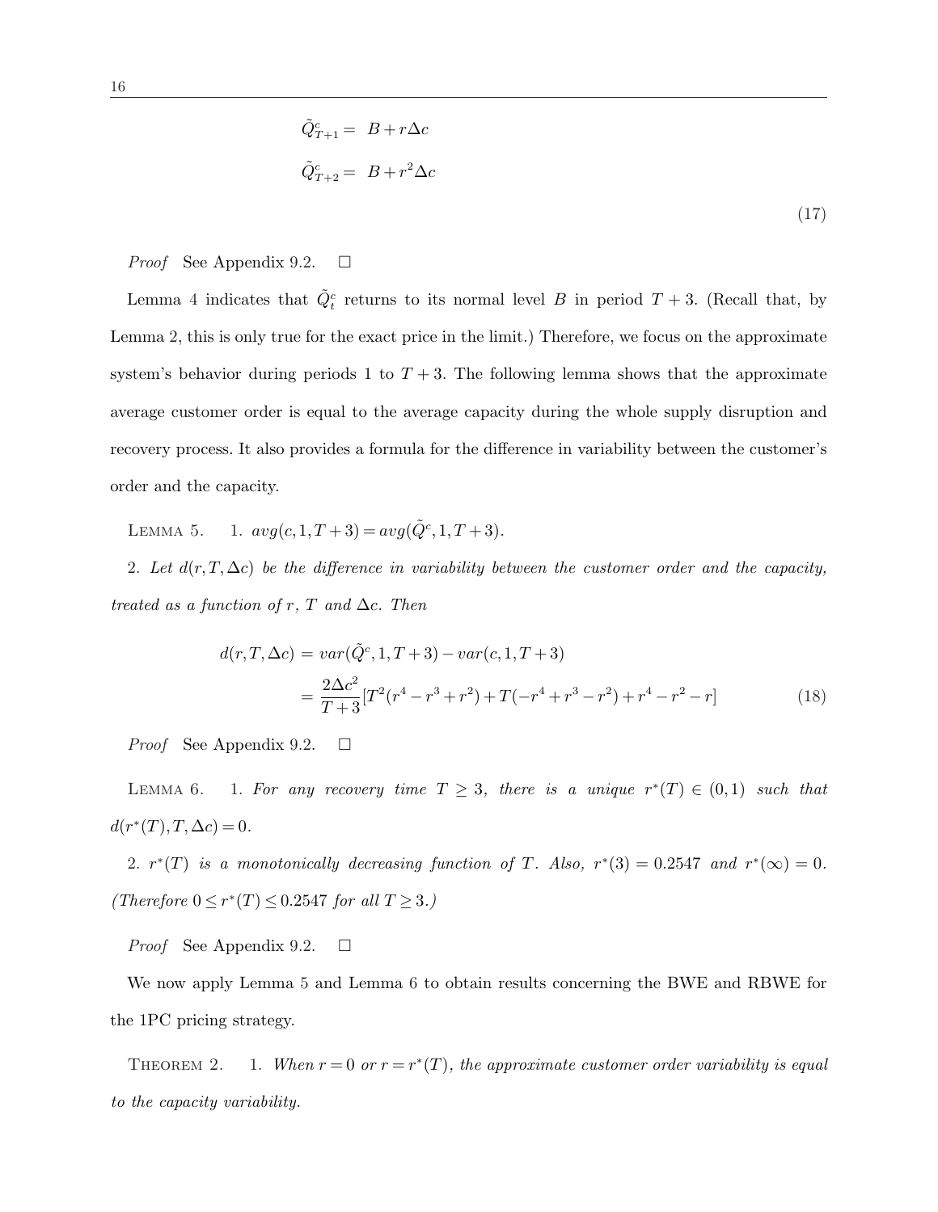$$
\begin{aligned}
\tilde{Q}^c_{T+1} &= B + r\Delta c \\
\tilde{Q}^c_{T+2} &= B + r^2\Delta c
\end{aligned}
\tag{17}
$$

*Proof* See Appendix 9.2. □

Lemma 4 indicates that $\tilde{Q}^c_t$ returns to its normal level $B$ in period $T+3$. (Recall that, by Lemma 2, this is only true for the exact price in the limit.) Therefore, we focus on the approximate system's behavior during periods 1 to $T+3$. The following lemma shows that the approximate average customer order is equal to the average capacity during the whole supply disruption and recovery process. It also provides a formula for the difference in variability between the customer's order and the capacity.

LEMMA 5. 1. $avg(c,1,T+3) = avg(\tilde{Q}^c,1,T+3)$.

2. *Let $d(r,T,\Delta c)$ be the difference in variability between the customer order and the capacity, treated as a function of $r$, $T$ and $\Delta c$. Then*

$$
\begin{aligned}
d(r,T,\Delta c) &= var(\tilde{Q}^c,1,T+3) - var(c,1,T+3) \\
&= \frac{2\Delta c^2}{T+3}[T^2(r^4 - r^3 + r^2) + T(-r^4 + r^3 - r^2) + r^4 - r^2 - r]
\end{aligned}
\tag{18}
$$

*Proof* See Appendix 9.2. □

LEMMA 6. 1. *For any recovery time $T \geq 3$, there is a unique $r^*(T) \in (0,1)$ such that $d(r^*(T),T,\Delta c) = 0$.*

2. *$r^*(T)$ is a monotonically decreasing function of $T$. Also, $r^*(3) = 0.2547$ and $r^*(\infty) = 0$. (Therefore $0 \leq r^*(T) \leq 0.2547$ for all $T \geq 3$.)*

*Proof* See Appendix 9.2. □

We now apply Lemma 5 and Lemma 6 to obtain results concerning the BWE and RBWE for the 1PC pricing strategy.

THEOREM 2. 1. *When $r = 0$ or $r = r^*(T)$, the approximate customer order variability is equal to the capacity variability.*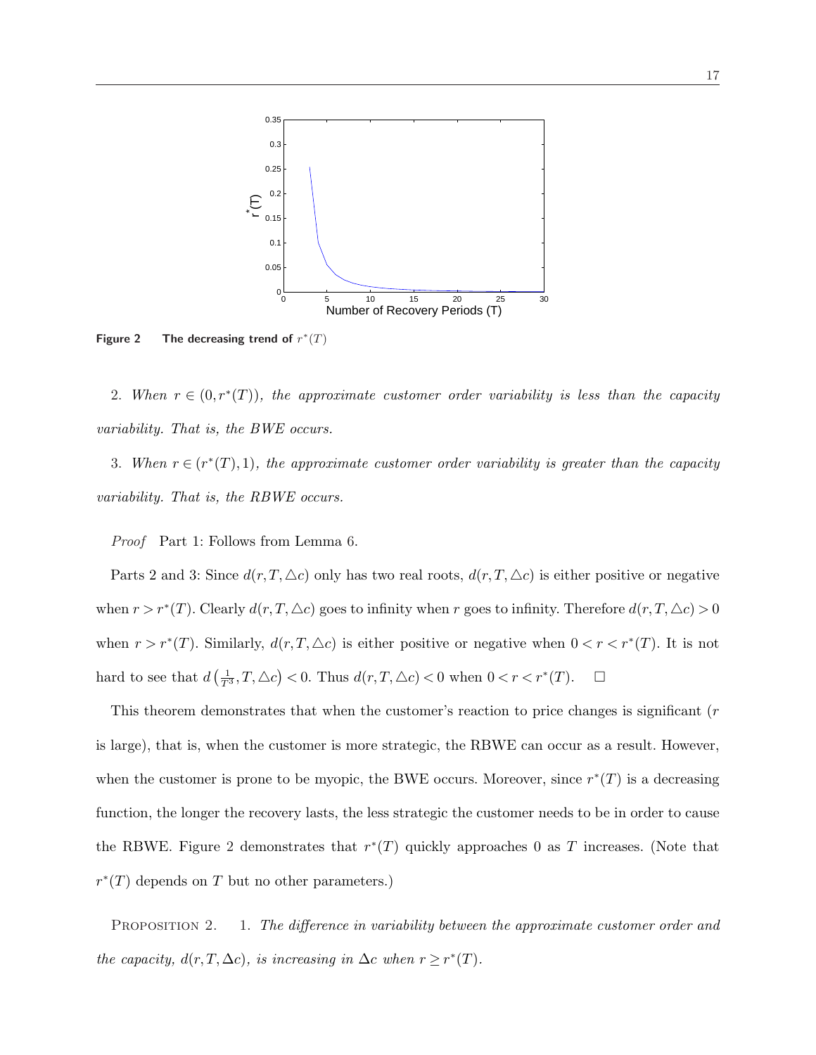**Figure 2** **The decreasing trend of** $r^*(T)$

2. *When* $r \in (0, r^*(T))$*, the approximate customer order variability is less than the capacity variability. That is, the BWE occurs.*

3. *When* $r \in (r^*(T), 1)$*, the approximate customer order variability is greater than the capacity variability. That is, the RBWE occurs.*

*Proof* Part 1: Follows from Lemma 6.

Parts 2 and 3: Since $d(r, T, \triangle c)$ only has two real roots, $d(r, T, \triangle c)$ is either positive or negative when $r > r^*(T)$. Clearly $d(r, T, \triangle c)$ goes to infinity when $r$ goes to infinity. Therefore $d(r, T, \triangle c) > 0$ when $r > r^*(T)$. Similarly, $d(r, T, \triangle c)$ is either positive or negative when $0 < r < r^*(T)$. It is not hard to see that $d\left(\frac{1}{T^3}, T, \triangle c\right) < 0$. Thus $d(r, T, \triangle c) < 0$ when $0 < r < r^*(T)$. $\square$

This theorem demonstrates that when the customer's reaction to price changes is significant ($r$ is large), that is, when the customer is more strategic, the RBWE can occur as a result. However, when the customer is prone to be myopic, the BWE occurs. Moreover, since $r^*(T)$ is a decreasing function, the longer the recovery lasts, the less strategic the customer needs to be in order to cause the RBWE. Figure 2 demonstrates that $r^*(T)$ quickly approaches 0 as $T$ increases. (Note that $r^*(T)$ depends on $T$ but no other parameters.)

PROPOSITION 2. 1. *The difference in variability between the approximate customer order and the capacity,* $d(r, T, \Delta c)$*, is increasing in* $\Delta c$ *when* $r \geq r^*(T)$*.*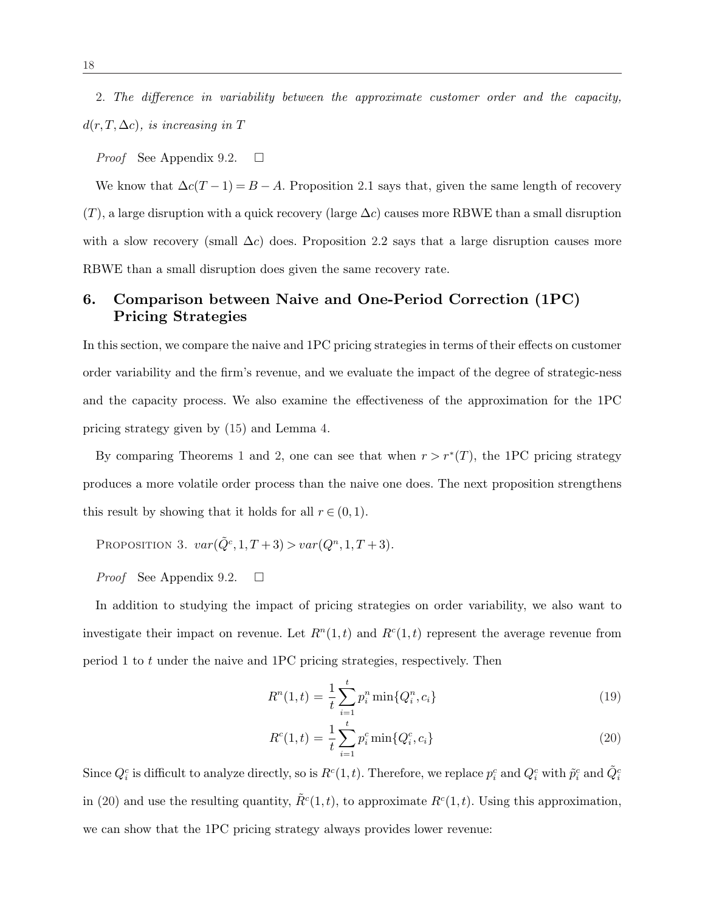2. *The difference in variability between the approximate customer order and the capacity, $d(r, T, \Delta c)$, is increasing in $T$*

*Proof* See Appendix 9.2. $\square$

We know that $\Delta c(T-1) = B - A$. Proposition 2.1 says that, given the same length of recovery ($T$), a large disruption with a quick recovery (large $\Delta c$) causes more RBWE than a small disruption with a slow recovery (small $\Delta c$) does. Proposition 2.2 says that a large disruption causes more RBWE than a small disruption does given the same recovery rate.

## 6. Comparison between Naive and One-Period Correction (1PC) Pricing Strategies

In this section, we compare the naive and 1PC pricing strategies in terms of their effects on customer order variability and the firm's revenue, and we evaluate the impact of the degree of strategic-ness and the capacity process. We also examine the effectiveness of the approximation for the 1PC pricing strategy given by (15) and Lemma 4.

By comparing Theorems 1 and 2, one can see that when $r > r^*(T)$, the 1PC pricing strategy produces a more volatile order process than the naive one does. The next proposition strengthens this result by showing that it holds for all $r \in (0, 1)$.

PROPOSITION 3. $var(\tilde{Q}^c, 1, T+3) > var(Q^n, 1, T+3)$.

*Proof* See Appendix 9.2. $\square$

In addition to studying the impact of pricing strategies on order variability, we also want to investigate their impact on revenue. Let $R^n(1,t)$ and $R^c(1,t)$ represent the average revenue from period 1 to $t$ under the naive and 1PC pricing strategies, respectively. Then

$$R^n(1,t) = \frac{1}{t}\sum_{i=1}^{t} p_i^n \min\{Q_i^n, c_i\} \tag{19}$$

$$R^c(1,t) = \frac{1}{t}\sum_{i=1}^{t} p_i^c \min\{Q_i^c, c_i\} \tag{20}$$

Since $Q_i^c$ is difficult to analyze directly, so is $R^c(1,t)$. Therefore, we replace $p_i^c$ and $Q_i^c$ with $\tilde{p}_i^c$ and $\tilde{Q}_i^c$ in (20) and use the resulting quantity, $\tilde{R}^c(1,t)$, to approximate $R^c(1,t)$. Using this approximation, we can show that the 1PC pricing strategy always provides lower revenue: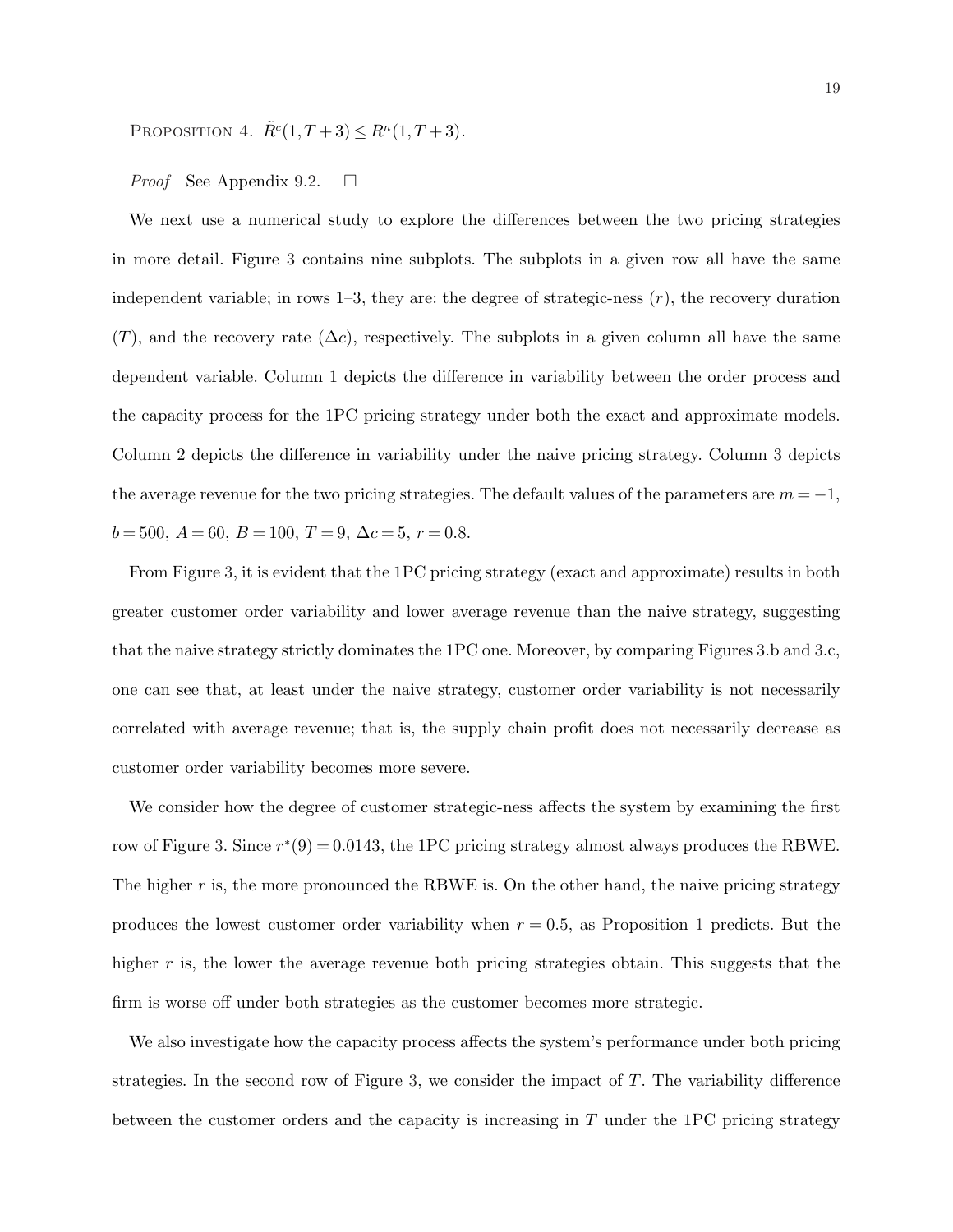Proposition 4. $\tilde{R}^c(1, T+3) \leq R^n(1, T+3)$.

*Proof* See Appendix 9.2. $\square$

We next use a numerical study to explore the differences between the two pricing strategies in more detail. Figure 3 contains nine subplots. The subplots in a given row all have the same independent variable; in rows 1–3, they are: the degree of strategic-ness ($r$), the recovery duration ($T$), and the recovery rate ($\Delta c$), respectively. The subplots in a given column all have the same dependent variable. Column 1 depicts the difference in variability between the order process and the capacity process for the 1PC pricing strategy under both the exact and approximate models. Column 2 depicts the difference in variability under the naive pricing strategy. Column 3 depicts the average revenue for the two pricing strategies. The default values of the parameters are $m = -1$, $b = 500$, $A = 60$, $B = 100$, $T = 9$, $\Delta c = 5$, $r = 0.8$.

From Figure 3, it is evident that the 1PC pricing strategy (exact and approximate) results in both greater customer order variability and lower average revenue than the naive strategy, suggesting that the naive strategy strictly dominates the 1PC one. Moreover, by comparing Figures 3.b and 3.c, one can see that, at least under the naive strategy, customer order variability is not necessarily correlated with average revenue; that is, the supply chain profit does not necessarily decrease as customer order variability becomes more severe.

We consider how the degree of customer strategic-ness affects the system by examining the first row of Figure 3. Since $r^*(9) = 0.0143$, the 1PC pricing strategy almost always produces the RBWE. The higher $r$ is, the more pronounced the RBWE is. On the other hand, the naive pricing strategy produces the lowest customer order variability when $r = 0.5$, as Proposition 1 predicts. But the higher $r$ is, the lower the average revenue both pricing strategies obtain. This suggests that the firm is worse off under both strategies as the customer becomes more strategic.

We also investigate how the capacity process affects the system's performance under both pricing strategies. In the second row of Figure 3, we consider the impact of $T$. The variability difference between the customer orders and the capacity is increasing in $T$ under the 1PC pricing strategy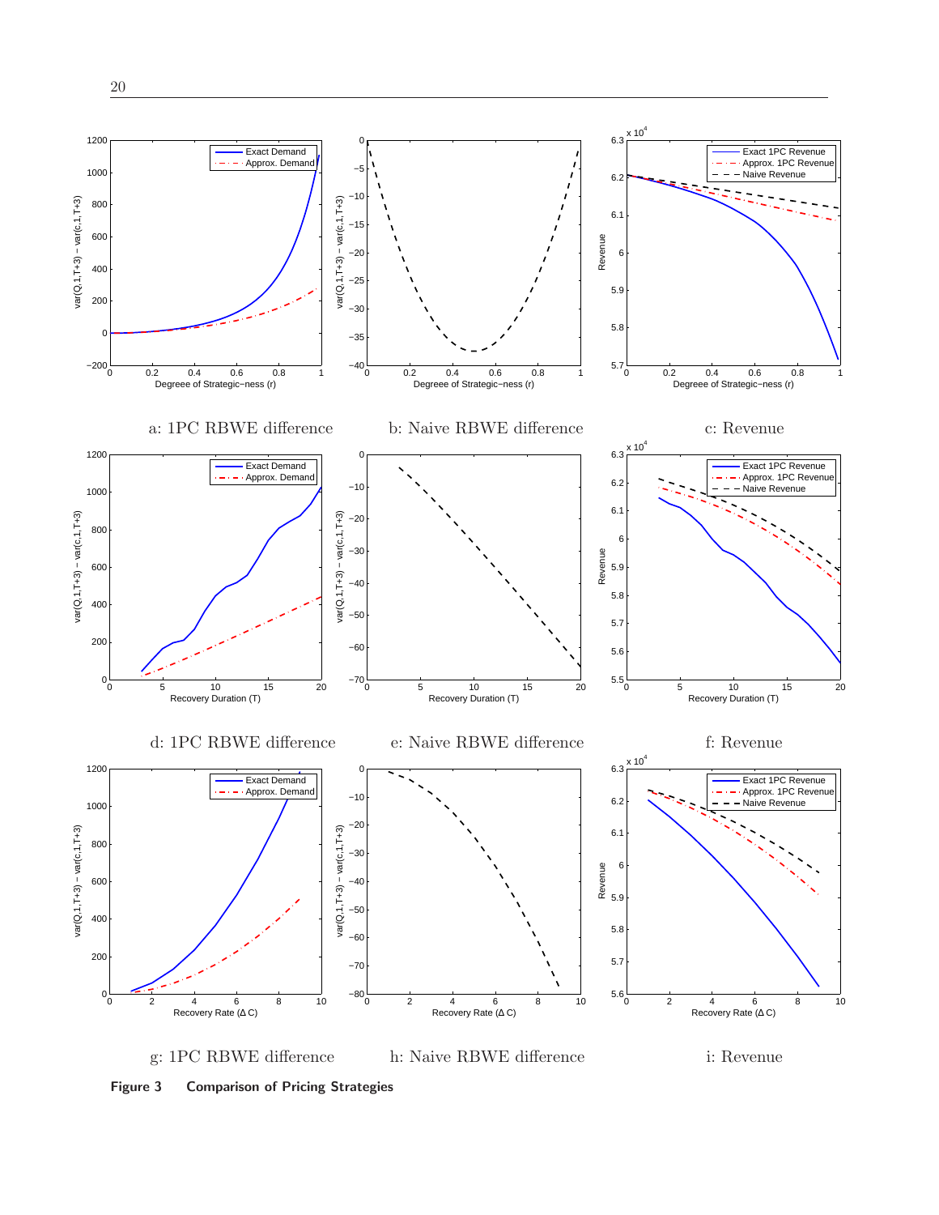a: 1PC RBWE difference

b: Naive RBWE difference

c: Revenue

d: 1PC RBWE difference

e: Naive RBWE difference

f: Revenue

g: 1PC RBWE difference

h: Naive RBWE difference

i: Revenue

**Figure 3 Comparison of Pricing Strategies**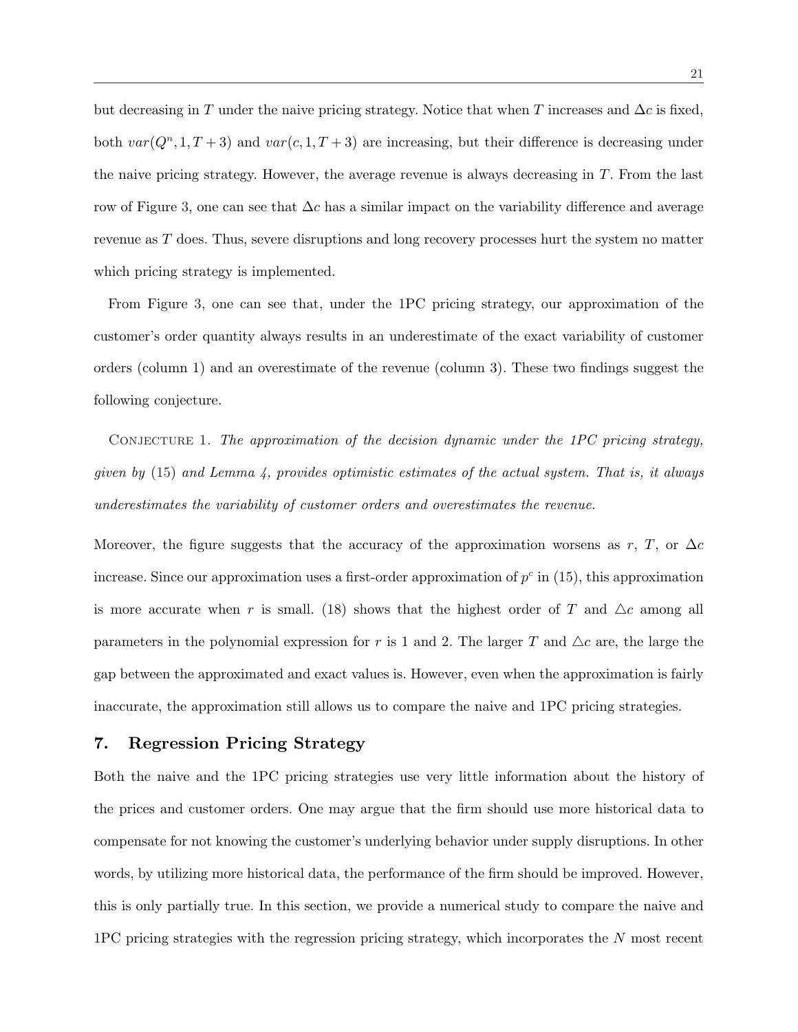but decreasing in $T$ under the naive pricing strategy. Notice that when $T$ increases and $\Delta c$ is fixed, both $var(Q^n, 1, T+3)$ and $var(c, 1, T+3)$ are increasing, but their difference is decreasing under the naive pricing strategy. However, the average revenue is always decreasing in $T$. From the last row of Figure 3, one can see that $\Delta c$ has a similar impact on the variability difference and average revenue as $T$ does. Thus, severe disruptions and long recovery processes hurt the system no matter which pricing strategy is implemented.

From Figure 3, one can see that, under the 1PC pricing strategy, our approximation of the customer's order quantity always results in an underestimate of the exact variability of customer orders (column 1) and an overestimate of the revenue (column 3). These two findings suggest the following conjecture.

CONJECTURE 1. *The approximation of the decision dynamic under the 1PC pricing strategy, given by* (15) *and Lemma 4, provides optimistic estimates of the actual system. That is, it always underestimates the variability of customer orders and overestimates the revenue.*

Moreover, the figure suggests that the accuracy of the approximation worsens as $r$, $T$, or $\Delta c$ increase. Since our approximation uses a first-order approximation of $p^c$ in (15), this approximation is more accurate when $r$ is small. (18) shows that the highest order of $T$ and $\triangle c$ among all parameters in the polynomial expression for $r$ is 1 and 2. The larger $T$ and $\triangle c$ are, the large the gap between the approximated and exact values is. However, even when the approximation is fairly inaccurate, the approximation still allows us to compare the naive and 1PC pricing strategies.

## 7. Regression Pricing Strategy

Both the naive and the 1PC pricing strategies use very little information about the history of the prices and customer orders. One may argue that the firm should use more historical data to compensate for not knowing the customer's underlying behavior under supply disruptions. In other words, by utilizing more historical data, the performance of the firm should be improved. However, this is only partially true. In this section, we provide a numerical study to compare the naive and 1PC pricing strategies with the regression pricing strategy, which incorporates the $N$ most recent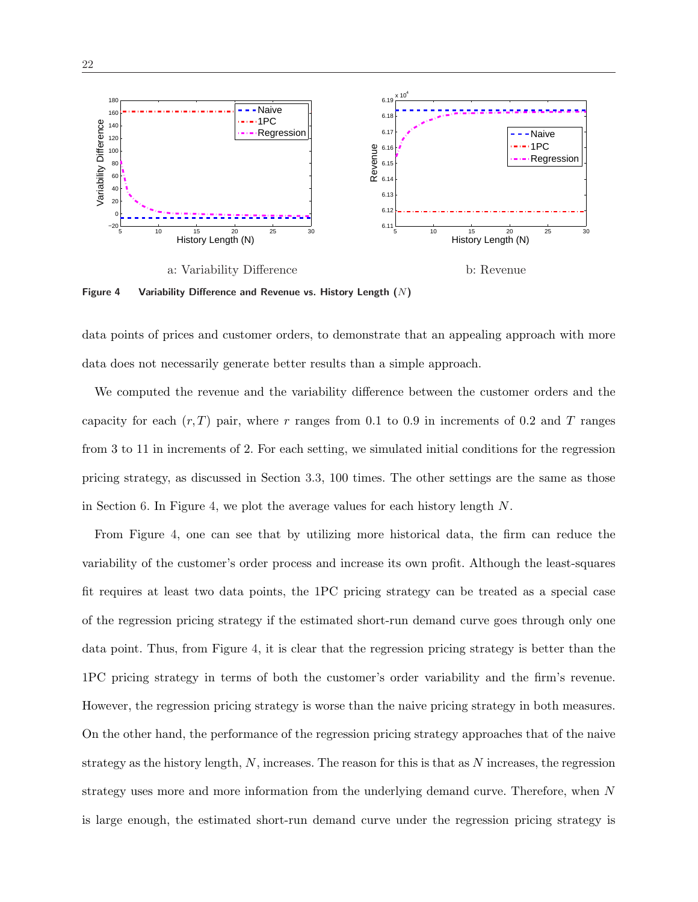a: Variability Difference

b: Revenue

**Figure 4** **Variability Difference and Revenue vs. History Length ($N$)**

data points of prices and customer orders, to demonstrate that an appealing approach with more data does not necessarily generate better results than a simple approach.

We computed the revenue and the variability difference between the customer orders and the capacity for each $(r, T)$ pair, where $r$ ranges from 0.1 to 0.9 in increments of 0.2 and $T$ ranges from 3 to 11 in increments of 2. For each setting, we simulated initial conditions for the regression pricing strategy, as discussed in Section 3.3, 100 times. The other settings are the same as those in Section 6. In Figure 4, we plot the average values for each history length $N$.

From Figure 4, one can see that by utilizing more historical data, the firm can reduce the variability of the customer's order process and increase its own profit. Although the least-squares fit requires at least two data points, the 1PC pricing strategy can be treated as a special case of the regression pricing strategy if the estimated short-run demand curve goes through only one data point. Thus, from Figure 4, it is clear that the regression pricing strategy is better than the 1PC pricing strategy in terms of both the customer's order variability and the firm's revenue. However, the regression pricing strategy is worse than the naive pricing strategy in both measures. On the other hand, the performance of the regression pricing strategy approaches that of the naive strategy as the history length, $N$, increases. The reason for this is that as $N$ increases, the regression strategy uses more and more information from the underlying demand curve. Therefore, when $N$ is large enough, the estimated short-run demand curve under the regression pricing strategy is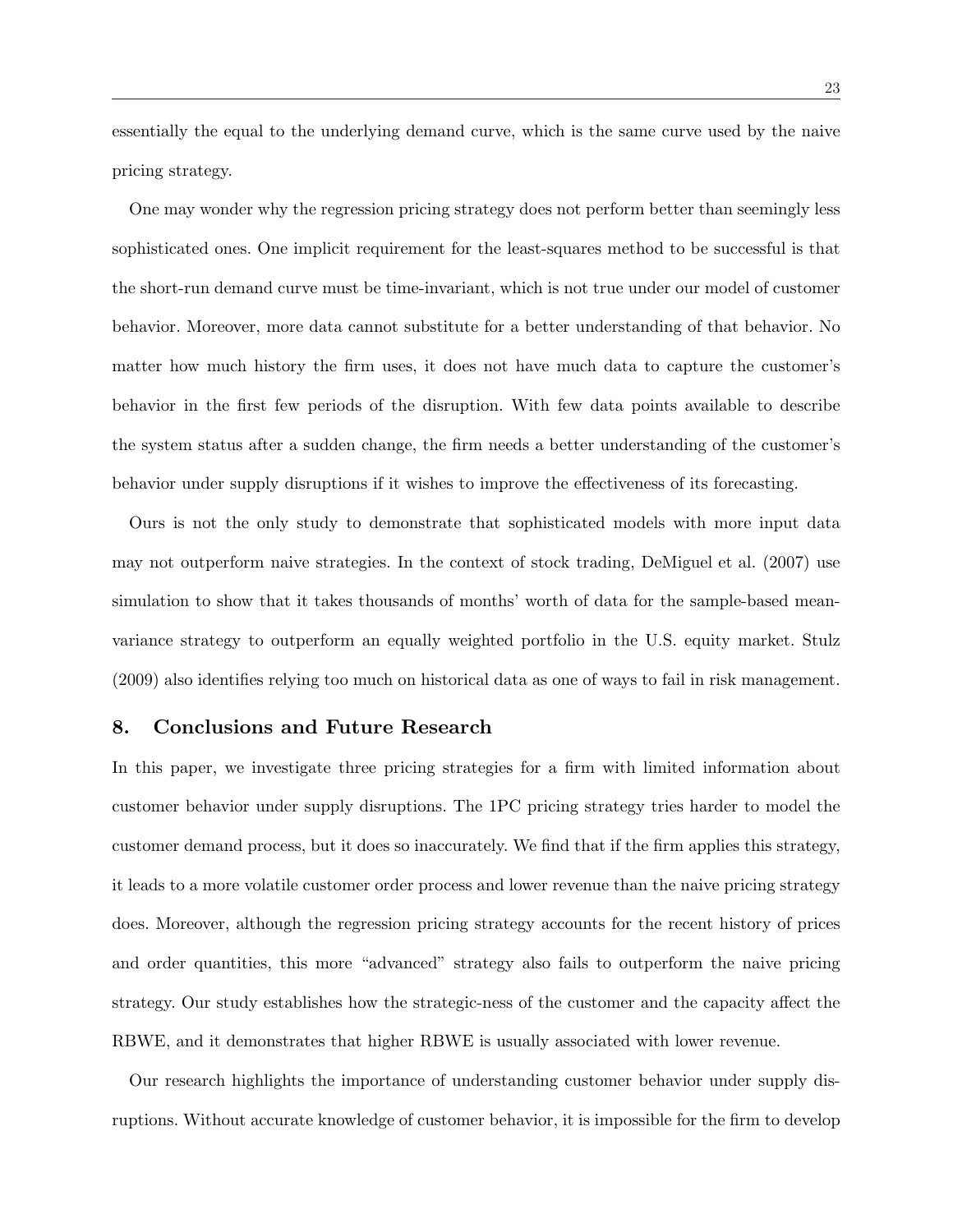essentially the equal to the underlying demand curve, which is the same curve used by the naive pricing strategy.

One may wonder why the regression pricing strategy does not perform better than seemingly less sophisticated ones. One implicit requirement for the least-squares method to be successful is that the short-run demand curve must be time-invariant, which is not true under our model of customer behavior. Moreover, more data cannot substitute for a better understanding of that behavior. No matter how much history the firm uses, it does not have much data to capture the customer's behavior in the first few periods of the disruption. With few data points available to describe the system status after a sudden change, the firm needs a better understanding of the customer's behavior under supply disruptions if it wishes to improve the effectiveness of its forecasting.

Ours is not the only study to demonstrate that sophisticated models with more input data may not outperform naive strategies. In the context of stock trading, DeMiguel et al. (2007) use simulation to show that it takes thousands of months' worth of data for the sample-based mean-variance strategy to outperform an equally weighted portfolio in the U.S. equity market. Stulz (2009) also identifies relying too much on historical data as one of ways to fail in risk management.

## 8. Conclusions and Future Research

In this paper, we investigate three pricing strategies for a firm with limited information about customer behavior under supply disruptions. The 1PC pricing strategy tries harder to model the customer demand process, but it does so inaccurately. We find that if the firm applies this strategy, it leads to a more volatile customer order process and lower revenue than the naive pricing strategy does. Moreover, although the regression pricing strategy accounts for the recent history of prices and order quantities, this more "advanced" strategy also fails to outperform the naive pricing strategy. Our study establishes how the strategic-ness of the customer and the capacity affect the RBWE, and it demonstrates that higher RBWE is usually associated with lower revenue.

Our research highlights the importance of understanding customer behavior under supply disruptions. Without accurate knowledge of customer behavior, it is impossible for the firm to develop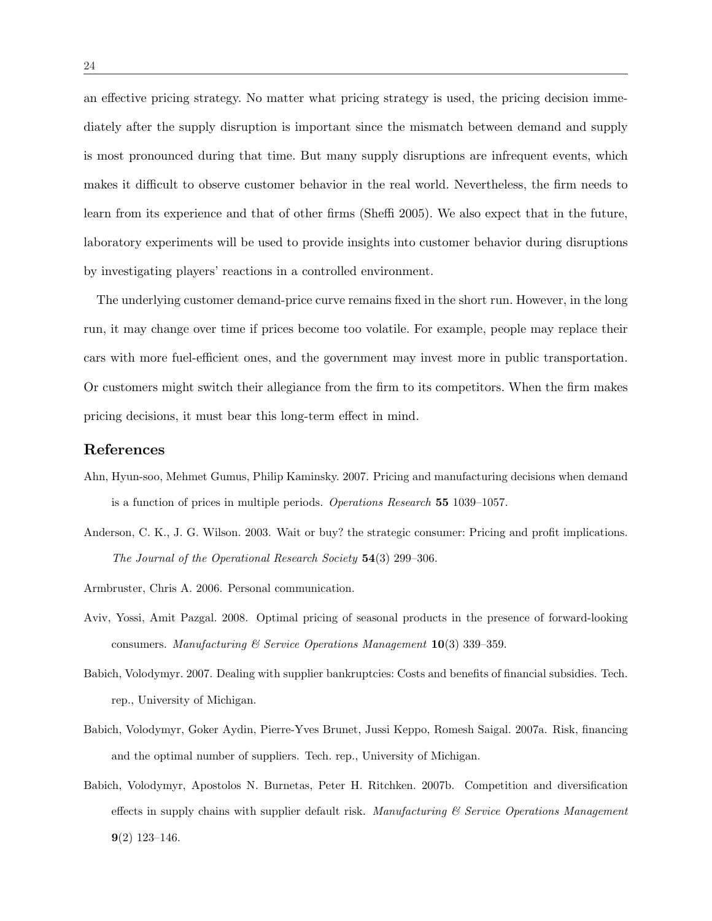an effective pricing strategy. No matter what pricing strategy is used, the pricing decision immediately after the supply disruption is important since the mismatch between demand and supply is most pronounced during that time. But many supply disruptions are infrequent events, which makes it difficult to observe customer behavior in the real world. Nevertheless, the firm needs to learn from its experience and that of other firms (Sheffi 2005). We also expect that in the future, laboratory experiments will be used to provide insights into customer behavior during disruptions by investigating players' reactions in a controlled environment.

The underlying customer demand-price curve remains fixed in the short run. However, in the long run, it may change over time if prices become too volatile. For example, people may replace their cars with more fuel-efficient ones, and the government may invest more in public transportation. Or customers might switch their allegiance from the firm to its competitors. When the firm makes pricing decisions, it must bear this long-term effect in mind.

## References

Ahn, Hyun-soo, Mehmet Gumus, Philip Kaminsky. 2007. Pricing and manufacturing decisions when demand is a function of prices in multiple periods. *Operations Research* **55** 1039–1057.

Anderson, C. K., J. G. Wilson. 2003. Wait or buy? the strategic consumer: Pricing and profit implications. *The Journal of the Operational Research Society* **54**(3) 299–306.

Armbruster, Chris A. 2006. Personal communication.

Aviv, Yossi, Amit Pazgal. 2008. Optimal pricing of seasonal products in the presence of forward-looking consumers. *Manufacturing & Service Operations Management* **10**(3) 339–359.

Babich, Volodymyr. 2007. Dealing with supplier bankruptcies: Costs and benefits of financial subsidies. Tech. rep., University of Michigan.

Babich, Volodymyr, Goker Aydin, Pierre-Yves Brunet, Jussi Keppo, Romesh Saigal. 2007a. Risk, financing and the optimal number of suppliers. Tech. rep., University of Michigan.

Babich, Volodymyr, Apostolos N. Burnetas, Peter H. Ritchken. 2007b. Competition and diversification effects in supply chains with supplier default risk. *Manufacturing & Service Operations Management* **9**(2) 123–146.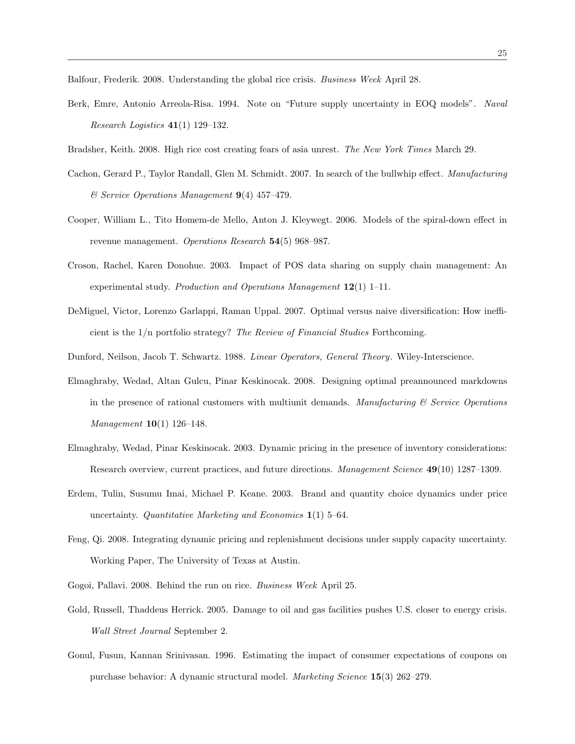Balfour, Frederik. 2008. Understanding the global rice crisis. *Business Week* April 28.

Berk, Emre, Antonio Arreola-Risa. 1994. Note on "Future supply uncertainty in EOQ models". *Naval Research Logistics* **41**(1) 129–132.

Bradsher, Keith. 2008. High rice cost creating fears of asia unrest. *The New York Times* March 29.

Cachon, Gerard P., Taylor Randall, Glen M. Schmidt. 2007. In search of the bullwhip effect. *Manufacturing & Service Operations Management* **9**(4) 457–479.

Cooper, William L., Tito Homem-de Mello, Anton J. Kleywegt. 2006. Models of the spiral-down effect in revenue management. *Operations Research* **54**(5) 968–987.

Croson, Rachel, Karen Donohue. 2003. Impact of POS data sharing on supply chain management: An experimental study. *Production and Operations Management* **12**(1) 1–11.

DeMiguel, Victor, Lorenzo Garlappi, Raman Uppal. 2007. Optimal versus naive diversification: How inefficient is the 1/n portfolio strategy? *The Review of Financial Studies* Forthcoming.

Dunford, Neilson, Jacob T. Schwartz. 1988. *Linear Operators, General Theory*. Wiley-Interscience.

Elmaghraby, Wedad, Altan Gulcu, Pinar Keskinocak. 2008. Designing optimal preannounced markdowns in the presence of rational customers with multiunit demands. *Manufacturing & Service Operations Management* **10**(1) 126–148.

Elmaghraby, Wedad, Pinar Keskinocak. 2003. Dynamic pricing in the presence of inventory considerations: Research overview, current practices, and future directions. *Management Science* **49**(10) 1287–1309.

Erdem, Tulin, Susumu Imai, Michael P. Keane. 2003. Brand and quantity choice dynamics under price uncertainty. *Quantitative Marketing and Economics* **1**(1) 5–64.

Feng, Qi. 2008. Integrating dynamic pricing and replenishment decisions under supply capacity uncertainty. Working Paper, The University of Texas at Austin.

Gogoi, Pallavi. 2008. Behind the run on rice. *Business Week* April 25.

Gold, Russell, Thaddeus Herrick. 2005. Damage to oil and gas facilities pushes U.S. closer to energy crisis. *Wall Street Journal* September 2.

Gonul, Fusun, Kannan Srinivasan. 1996. Estimating the impact of consumer expectations of coupons on purchase behavior: A dynamic structural model. *Marketing Science* **15**(3) 262–279.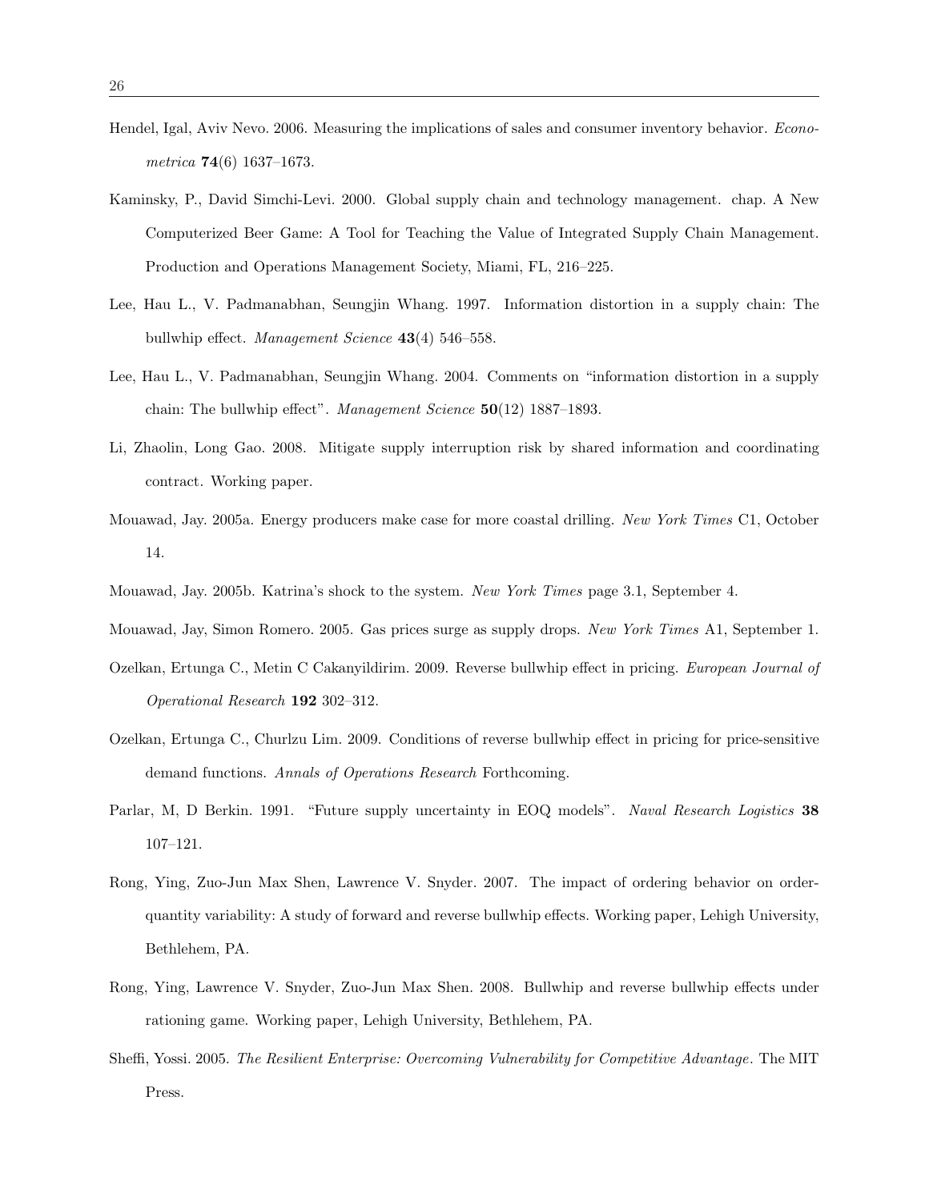Hendel, Igal, Aviv Nevo. 2006. Measuring the implications of sales and consumer inventory behavior. *Econometrica* **74**(6) 1637–1673.

Kaminsky, P., David Simchi-Levi. 2000. Global supply chain and technology management. chap. A New Computerized Beer Game: A Tool for Teaching the Value of Integrated Supply Chain Management. Production and Operations Management Society, Miami, FL, 216–225.

Lee, Hau L., V. Padmanabhan, Seungjin Whang. 1997. Information distortion in a supply chain: The bullwhip effect. *Management Science* **43**(4) 546–558.

Lee, Hau L., V. Padmanabhan, Seungjin Whang. 2004. Comments on "information distortion in a supply chain: The bullwhip effect". *Management Science* **50**(12) 1887–1893.

Li, Zhaolin, Long Gao. 2008. Mitigate supply interruption risk by shared information and coordinating contract. Working paper.

Mouawad, Jay. 2005a. Energy producers make case for more coastal drilling. *New York Times* C1, October 14.

Mouawad, Jay. 2005b. Katrina's shock to the system. *New York Times* page 3.1, September 4.

Mouawad, Jay, Simon Romero. 2005. Gas prices surge as supply drops. *New York Times* A1, September 1.

Ozelkan, Ertunga C., Metin C Cakanyildirim. 2009. Reverse bullwhip effect in pricing. *European Journal of Operational Research* **192** 302–312.

Ozelkan, Ertunga C., Churlzu Lim. 2009. Conditions of reverse bullwhip effect in pricing for price-sensitive demand functions. *Annals of Operations Research* Forthcoming.

Parlar, M, D Berkin. 1991. "Future supply uncertainty in EOQ models". *Naval Research Logistics* **38** 107–121.

Rong, Ying, Zuo-Jun Max Shen, Lawrence V. Snyder. 2007. The impact of ordering behavior on order-quantity variability: A study of forward and reverse bullwhip effects. Working paper, Lehigh University, Bethlehem, PA.

Rong, Ying, Lawrence V. Snyder, Zuo-Jun Max Shen. 2008. Bullwhip and reverse bullwhip effects under rationing game. Working paper, Lehigh University, Bethlehem, PA.

Sheffi, Yossi. 2005. *The Resilient Enterprise: Overcoming Vulnerability for Competitive Advantage*. The MIT Press.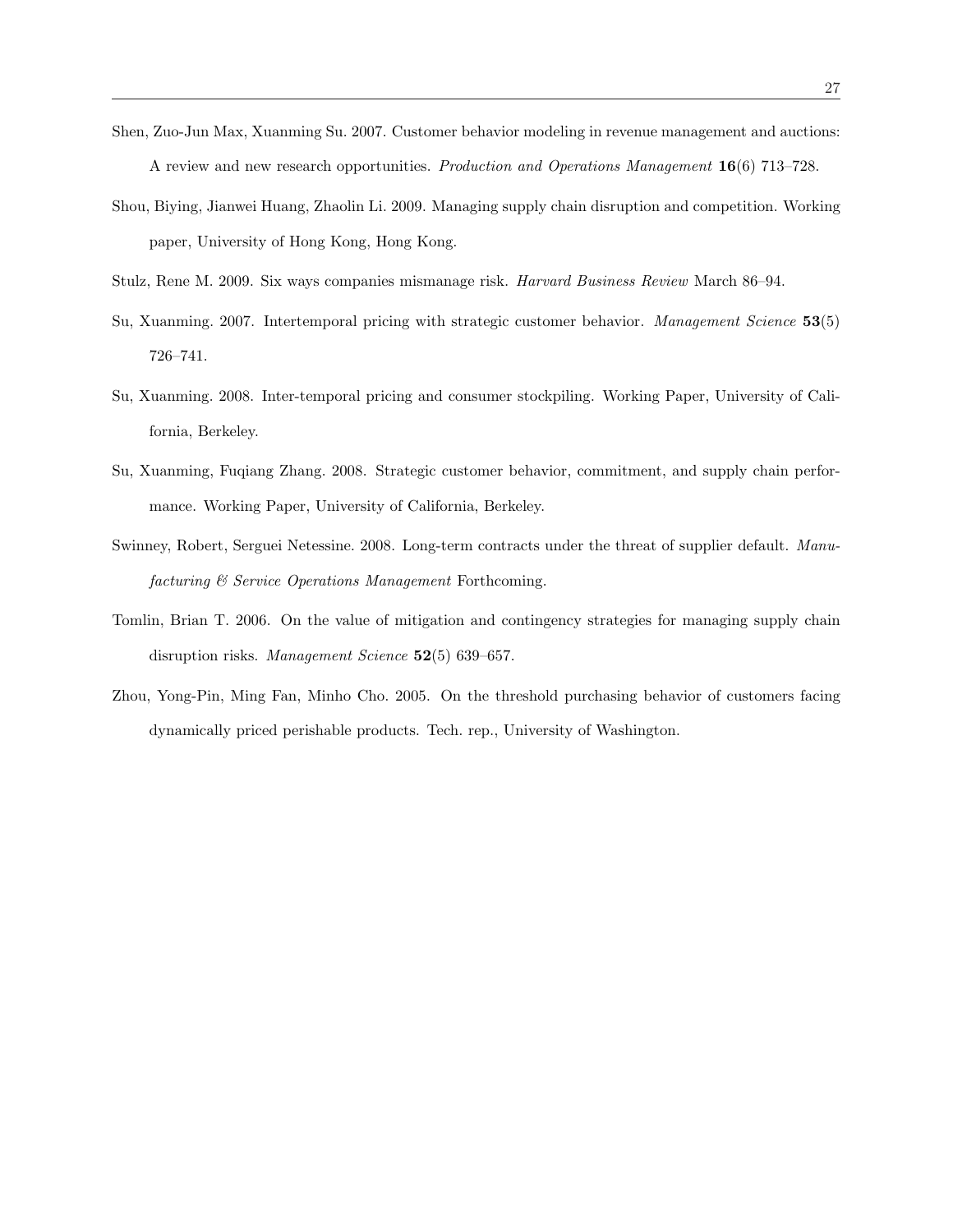Shen, Zuo-Jun Max, Xuanming Su. 2007. Customer behavior modeling in revenue management and auctions: A review and new research opportunities. *Production and Operations Management* **16**(6) 713–728.

Shou, Biying, Jianwei Huang, Zhaolin Li. 2009. Managing supply chain disruption and competition. Working paper, University of Hong Kong, Hong Kong.

Stulz, Rene M. 2009. Six ways companies mismanage risk. *Harvard Business Review* March 86–94.

Su, Xuanming. 2007. Intertemporal pricing with strategic customer behavior. *Management Science* **53**(5) 726–741.

Su, Xuanming. 2008. Inter-temporal pricing and consumer stockpiling. Working Paper, University of California, Berkeley.

Su, Xuanming, Fuqiang Zhang. 2008. Strategic customer behavior, commitment, and supply chain performance. Working Paper, University of California, Berkeley.

Swinney, Robert, Serguei Netessine. 2008. Long-term contracts under the threat of supplier default. *Manufacturing & Service Operations Management* Forthcoming.

Tomlin, Brian T. 2006. On the value of mitigation and contingency strategies for managing supply chain disruption risks. *Management Science* **52**(5) 639–657.

Zhou, Yong-Pin, Ming Fan, Minho Cho. 2005. On the threshold purchasing behavior of customers facing dynamically priced perishable products. Tech. rep., University of Washington.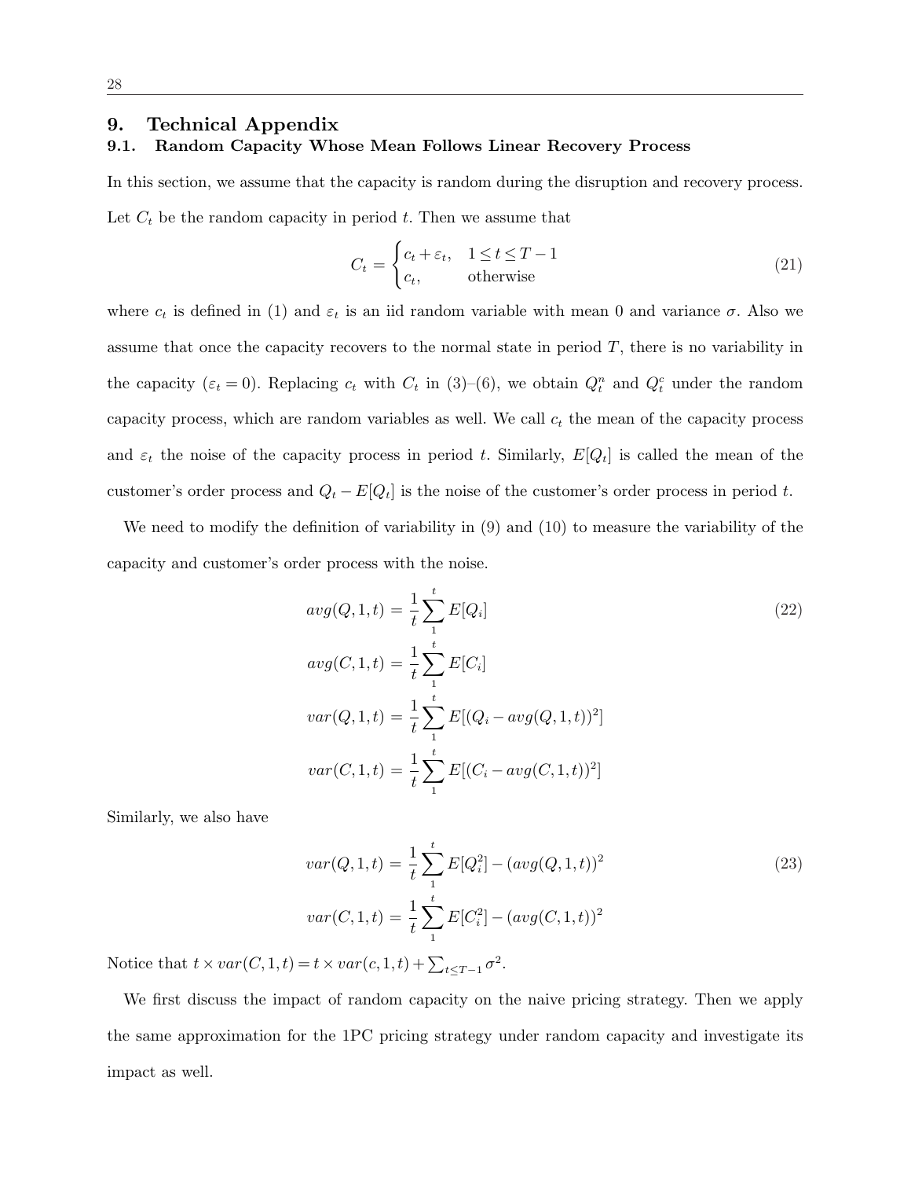## 9. Technical Appendix

### 9.1. Random Capacity Whose Mean Follows Linear Recovery Process

In this section, we assume that the capacity is random during the disruption and recovery process. Let $C_t$ be the random capacity in period $t$. Then we assume that

$$C_t = \begin{cases} c_t + \varepsilon_t, & 1 \le t \le T-1 \\ c_t, & \text{otherwise} \end{cases} \tag{21}$$

where $c_t$ is defined in (1) and $\varepsilon_t$ is an iid random variable with mean 0 and variance $\sigma$. Also we assume that once the capacity recovers to the normal state in period $T$, there is no variability in the capacity ($\varepsilon_t = 0$). Replacing $c_t$ with $C_t$ in (3)–(6), we obtain $Q_t^n$ and $Q_t^c$ under the random capacity process, which are random variables as well. We call $c_t$ the mean of the capacity process and $\varepsilon_t$ the noise of the capacity process in period $t$. Similarly, $E[Q_t]$ is called the mean of the customer's order process and $Q_t - E[Q_t]$ is the noise of the customer's order process in period $t$.

We need to modify the definition of variability in (9) and (10) to measure the variability of the capacity and customer's order process with the noise.

$$\begin{aligned} avg(Q,1,t) &= \frac{1}{t}\sum_{1}^{t} E[Q_i] \\ avg(C,1,t) &= \frac{1}{t}\sum_{1}^{t} E[C_i] \\ var(Q,1,t) &= \frac{1}{t}\sum_{1}^{t} E[(Q_i - avg(Q,1,t))^2] \\ var(C,1,t) &= \frac{1}{t}\sum_{1}^{t} E[(C_i - avg(C,1,t))^2] \end{aligned} \tag{22}$$

Similarly, we also have

$$\begin{aligned} var(Q,1,t) &= \frac{1}{t}\sum_{1}^{t} E[Q_i^2] - (avg(Q,1,t))^2 \\ var(C,1,t) &= \frac{1}{t}\sum_{1}^{t} E[C_i^2] - (avg(C,1,t))^2 \end{aligned} \tag{23}$$

Notice that $t \times var(C,1,t) = t \times var(c,1,t) + \sum_{t \le T-1} \sigma^2$.

We first discuss the impact of random capacity on the naive pricing strategy. Then we apply the same approximation for the 1PC pricing strategy under random capacity and investigate its impact as well.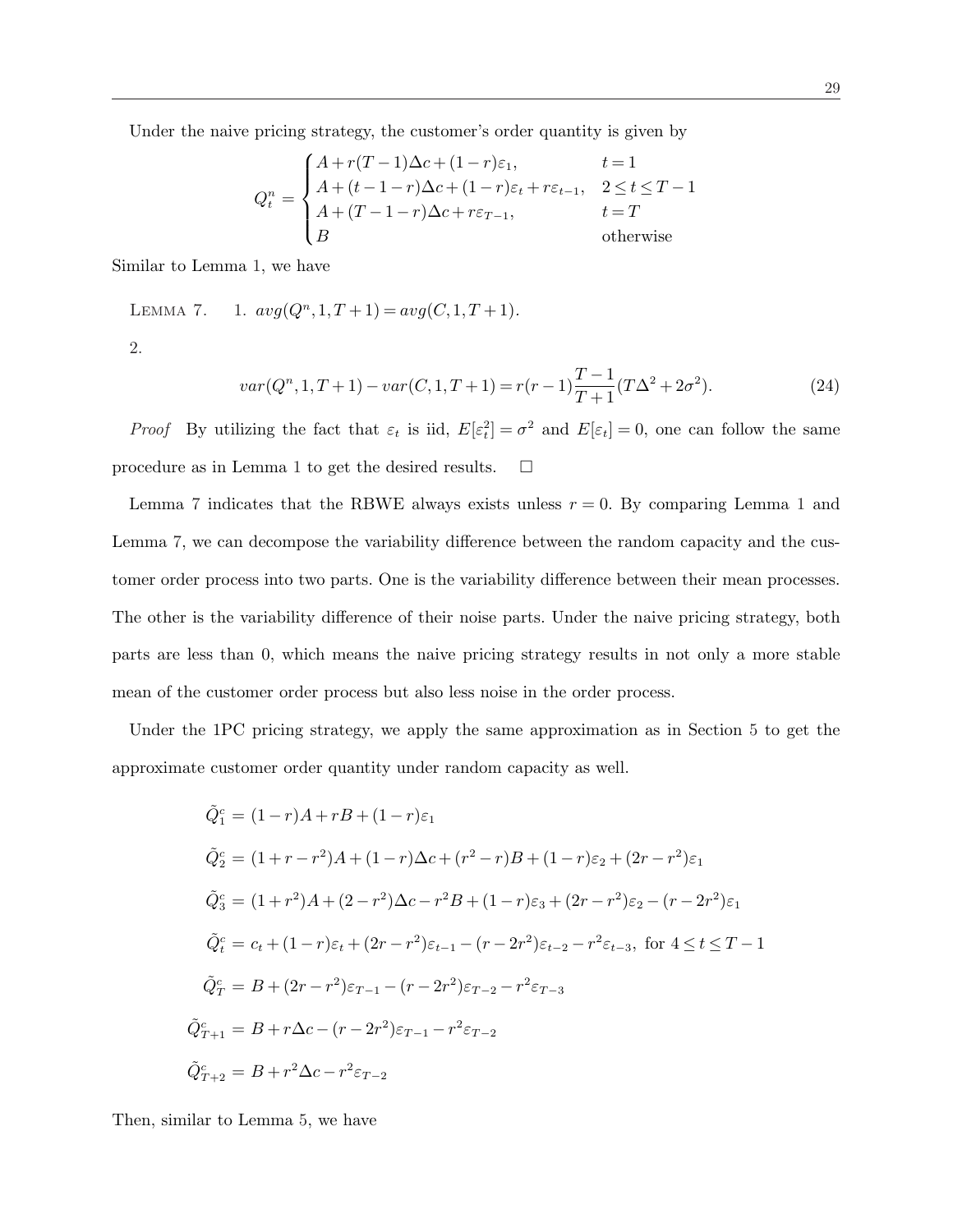Under the naive pricing strategy, the customer's order quantity is given by

$$
Q_t^n = \begin{cases} A + r(T-1)\Delta c + (1-r)\varepsilon_1, & t = 1 \\ A + (t-1-r)\Delta c + (1-r)\varepsilon_t + r\varepsilon_{t-1}, & 2 \le t \le T-1 \\ A + (T-1-r)\Delta c + r\varepsilon_{T-1}, & t = T \\ B & \text{otherwise} \end{cases}
$$

Similar to Lemma 1, we have

LEMMA 7. 1. $avg(Q^n, 1, T+1) = avg(C, 1, T+1)$.

2.

$$
var(Q^n, 1, T+1) - var(C, 1, T+1) = r(r-1)\frac{T-1}{T+1}(T\Delta^2 + 2\sigma^2). \tag{24}
$$

*Proof* By utilizing the fact that $\varepsilon_t$ is iid, $E[\varepsilon_t^2] = \sigma^2$ and $E[\varepsilon_t] = 0$, one can follow the same procedure as in Lemma 1 to get the desired results. $\square$

Lemma 7 indicates that the RBWE always exists unless $r = 0$. By comparing Lemma 1 and Lemma 7, we can decompose the variability difference between the random capacity and the customer order process into two parts. One is the variability difference between their mean processes. The other is the variability difference of their noise parts. Under the naive pricing strategy, both parts are less than 0, which means the naive pricing strategy results in not only a more stable mean of the customer order process but also less noise in the order process.

Under the 1PC pricing strategy, we apply the same approximation as in Section 5 to get the approximate customer order quantity under random capacity as well.

$$
\begin{aligned}
\tilde{Q}_1^c &= (1-r)A + rB + (1-r)\varepsilon_1 \\
\tilde{Q}_2^c &= (1+r-r^2)A + (1-r)\Delta c + (r^2-r)B + (1-r)\varepsilon_2 + (2r-r^2)\varepsilon_1 \\
\tilde{Q}_3^c &= (1+r^2)A + (2-r^2)\Delta c - r^2 B + (1-r)\varepsilon_3 + (2r-r^2)\varepsilon_2 - (r-2r^2)\varepsilon_1 \\
\tilde{Q}_t^c &= c_t + (1-r)\varepsilon_t + (2r-r^2)\varepsilon_{t-1} - (r-2r^2)\varepsilon_{t-2} - r^2\varepsilon_{t-3}, \text{ for } 4 \le t \le T-1 \\
\tilde{Q}_T^c &= B + (2r-r^2)\varepsilon_{T-1} - (r-2r^2)\varepsilon_{T-2} - r^2\varepsilon_{T-3} \\
\tilde{Q}_{T+1}^c &= B + r\Delta c - (r-2r^2)\varepsilon_{T-1} - r^2\varepsilon_{T-2} \\
\tilde{Q}_{T+2}^c &= B + r^2\Delta c - r^2\varepsilon_{T-2}
\end{aligned}
$$

Then, similar to Lemma 5, we have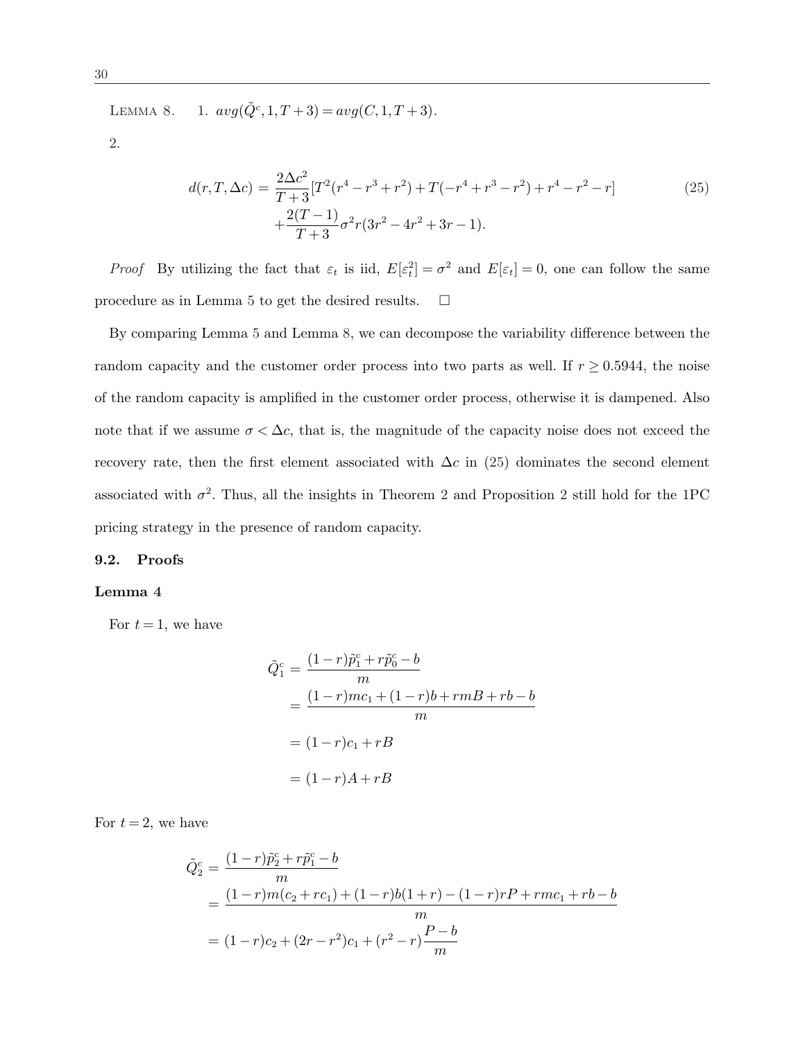LEMMA 8. 1. $avg(\tilde{Q}^c, 1, T+3) = avg(C, 1, T+3)$.

2.

$$d(r,T,\Delta c) = \frac{2\Delta c^2}{T+3}[T^2(r^4 - r^3 + r^2) + T(-r^4 + r^3 - r^2) + r^4 - r^2 - r] \\ + \frac{2(T-1)}{T+3}\sigma^2 r(3r^2 - 4r^2 + 3r - 1). \tag{25}$$

*Proof* By utilizing the fact that $\varepsilon_t$ is iid, $E[\varepsilon_t^2] = \sigma^2$ and $E[\varepsilon_t] = 0$, one can follow the same procedure as in Lemma 5 to get the desired results. □

By comparing Lemma 5 and Lemma 8, we can decompose the variability difference between the random capacity and the customer order process into two parts as well. If $r \geq 0.5944$, the noise of the random capacity is amplified in the customer order process, otherwise it is dampened. Also note that if we assume $\sigma < \Delta c$, that is, the magnitude of the capacity noise does not exceed the recovery rate, then the first element associated with $\Delta c$ in (25) dominates the second element associated with $\sigma^2$. Thus, all the insights in Theorem 2 and Proposition 2 still hold for the 1PC pricing strategy in the presence of random capacity.

### 9.2. Proofs

**Lemma 4**

For $t = 1$, we have

$$\begin{aligned}
\tilde{Q}_1^c &= \frac{(1-r)\tilde{p}_1^c + r\tilde{p}_0^c - b}{m} \\
&= \frac{(1-r)mc_1 + (1-r)b + rmB + rb - b}{m} \\
&= (1-r)c_1 + rB \\
&= (1-r)A + rB
\end{aligned}$$

For $t = 2$, we have

$$\begin{aligned}
\tilde{Q}_2^c &= \frac{(1-r)\tilde{p}_2^c + r\tilde{p}_1^c - b}{m} \\
&= \frac{(1-r)m(c_2 + rc_1) + (1-r)b(1+r) - (1-r)rP + rmc_1 + rb - b}{m} \\
&= (1-r)c_2 + (2r - r^2)c_1 + (r^2 - r)\frac{P - b}{m}
\end{aligned}$$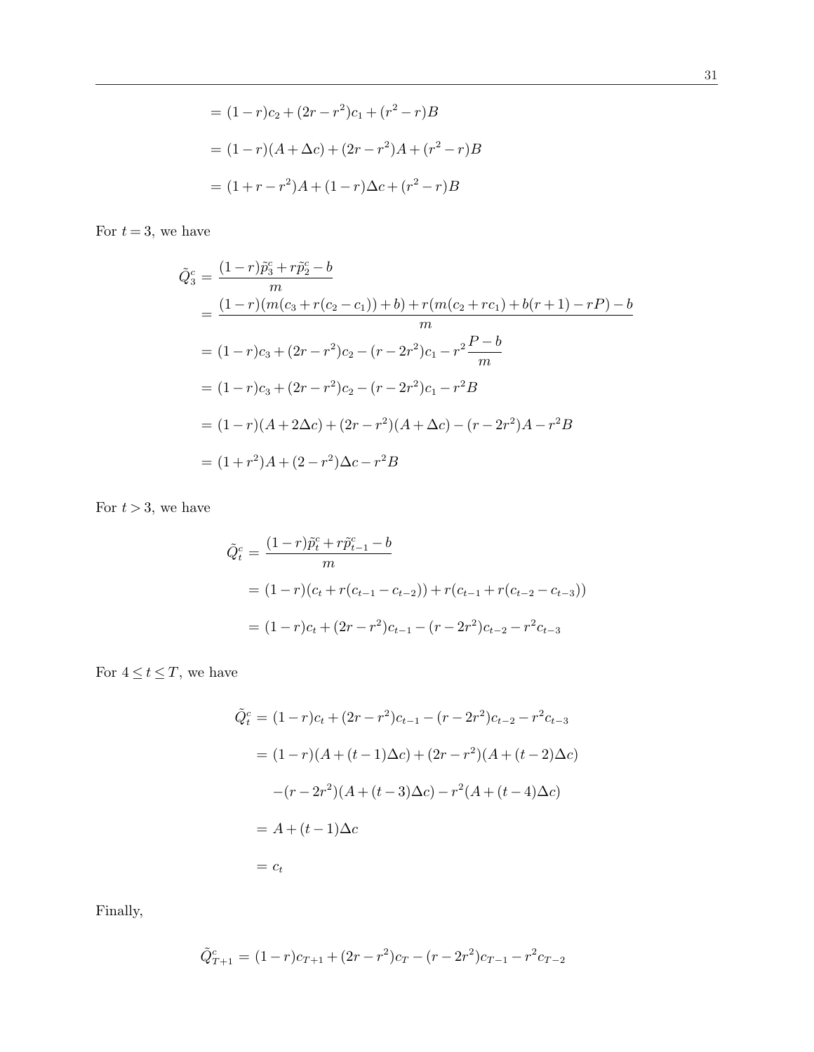$$
\begin{aligned}
&= (1-r)c_2 + (2r - r^2)c_1 + (r^2 - r)B \\
&= (1-r)(A + \Delta c) + (2r - r^2)A + (r^2 - r)B \\
&= (1 + r - r^2)A + (1-r)\Delta c + (r^2 - r)B
\end{aligned}
$$

For $t = 3$, we have

$$
\begin{aligned}
\tilde{Q}_3^c &= \frac{(1-r)\tilde{p}_3^c + r\tilde{p}_2^c - b}{m} \\
&= \frac{(1-r)(m(c_3 + r(c_2 - c_1)) + b) + r(m(c_2 + rc_1) + b(r+1) - rP) - b}{m} \\
&= (1-r)c_3 + (2r - r^2)c_2 - (r - 2r^2)c_1 - r^2\frac{P-b}{m} \\
&= (1-r)c_3 + (2r - r^2)c_2 - (r - 2r^2)c_1 - r^2 B \\
&= (1-r)(A + 2\Delta c) + (2r - r^2)(A + \Delta c) - (r - 2r^2)A - r^2 B \\
&= (1 + r^2)A + (2 - r^2)\Delta c - r^2 B
\end{aligned}
$$

For $t > 3$, we have

$$
\begin{aligned}
\tilde{Q}_t^c &= \frac{(1-r)\tilde{p}_t^c + r\tilde{p}_{t-1}^c - b}{m} \\
&= (1-r)(c_t + r(c_{t-1} - c_{t-2})) + r(c_{t-1} + r(c_{t-2} - c_{t-3})) \\
&= (1-r)c_t + (2r - r^2)c_{t-1} - (r - 2r^2)c_{t-2} - r^2 c_{t-3}
\end{aligned}
$$

For $4 \leq t \leq T$, we have

$$
\begin{aligned}
\tilde{Q}_t^c &= (1-r)c_t + (2r - r^2)c_{t-1} - (r - 2r^2)c_{t-2} - r^2 c_{t-3} \\
&= (1-r)(A + (t-1)\Delta c) + (2r - r^2)(A + (t-2)\Delta c) \\
&\quad -(r - 2r^2)(A + (t-3)\Delta c) - r^2(A + (t-4)\Delta c) \\
&= A + (t-1)\Delta c \\
&= c_t
\end{aligned}
$$

Finally,

$$
\tilde{Q}_{T+1}^c = (1-r)c_{T+1} + (2r - r^2)c_T - (r - 2r^2)c_{T-1} - r^2 c_{T-2}
$$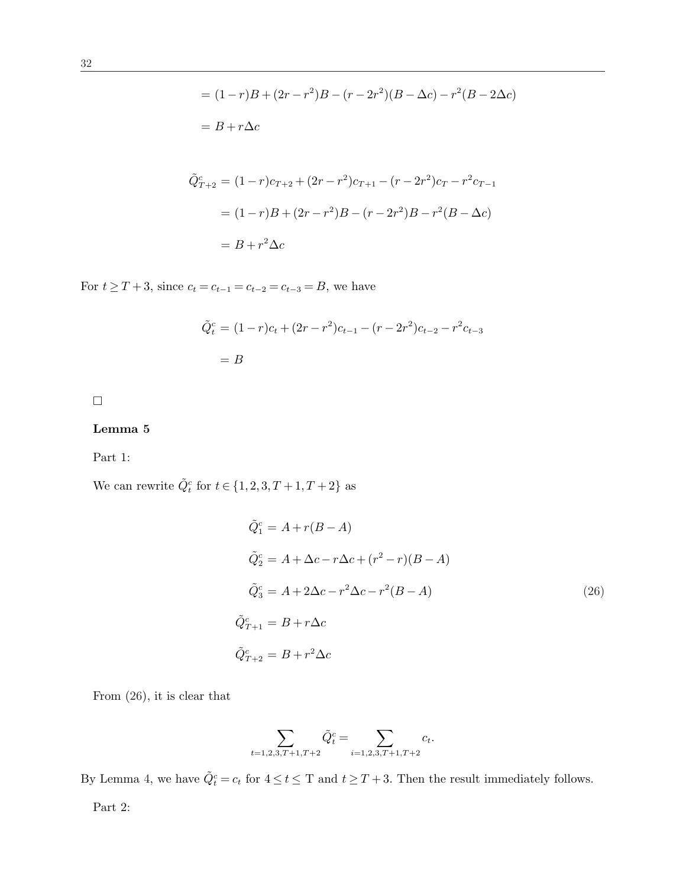$$= (1-r)B + (2r-r^2)B - (r-2r^2)(B-\Delta c) - r^2(B-2\Delta c)$$

$$= B + r\Delta c$$

$$\begin{aligned}
\tilde{Q}^c_{T+2} &= (1-r)c_{T+2} + (2r-r^2)c_{T+1} - (r-2r^2)c_T - r^2 c_{T-1} \\
&= (1-r)B + (2r-r^2)B - (r-2r^2)B - r^2(B-\Delta c) \\
&= B + r^2\Delta c
\end{aligned}$$

For $t \geq T+3$, since $c_t = c_{t-1} = c_{t-2} = c_{t-3} = B$, we have

$$\begin{aligned}
\tilde{Q}^c_t &= (1-r)c_t + (2r-r^2)c_{t-1} - (r-2r^2)c_{t-2} - r^2 c_{t-3} \\
&= B
\end{aligned}$$

□

**Lemma 5**

Part 1:

We can rewrite $\tilde{Q}^c_t$ for $t \in \{1, 2, 3, T+1, T+2\}$ as

$$\begin{aligned}
\tilde{Q}^c_1 &= A + r(B-A) \\
\tilde{Q}^c_2 &= A + \Delta c - r\Delta c + (r^2 - r)(B-A) \\
\tilde{Q}^c_3 &= A + 2\Delta c - r^2\Delta c - r^2(B-A) \\
\tilde{Q}^c_{T+1} &= B + r\Delta c \\
\tilde{Q}^c_{T+2} &= B + r^2\Delta c
\end{aligned} \tag{26}$$

From (26), it is clear that

$$\sum_{t=1,2,3,T+1,T+2} \tilde{Q}^c_t = \sum_{i=1,2,3,T+1,T+2} c_t.$$

By Lemma 4, we have $\tilde{Q}^c_t = c_t$ for $4 \leq t \leq$ T and $t \geq T+3$. Then the result immediately follows.

Part 2: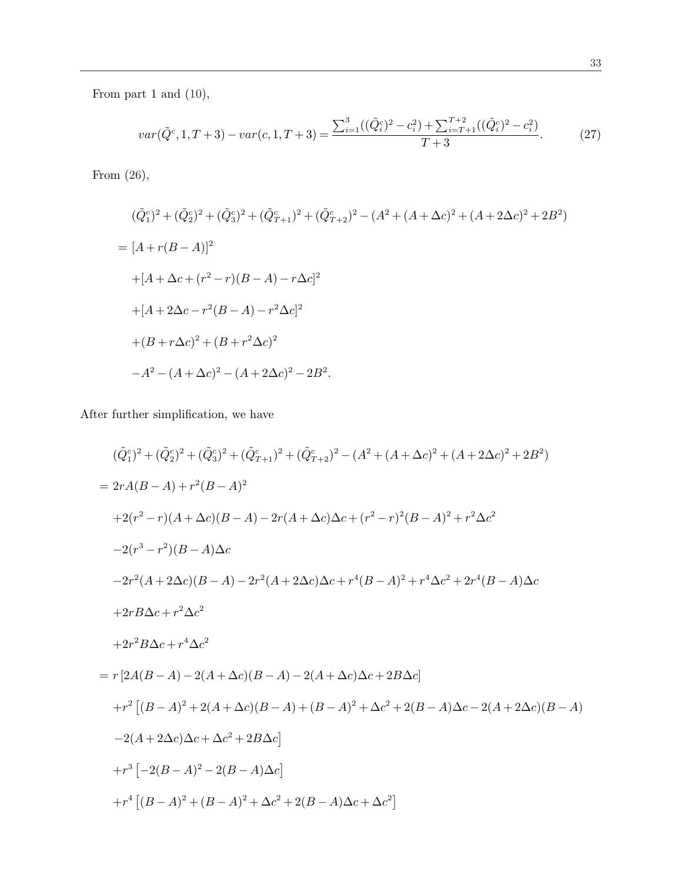From part 1 and (10),

$$
var(\tilde{Q}^c, 1, T+3) - var(c, 1, T+3) = \frac{\sum_{i=1}^{3}((\tilde{Q}_i^c)^2 - c_i^2) + \sum_{i=T+1}^{T+2}((\tilde{Q}_i^c)^2 - c_i^2)}{T+3}. \tag{27}
$$

From (26),

$$
\begin{aligned}
& (\tilde{Q}_1^c)^2 + (\tilde{Q}_2^c)^2 + (\tilde{Q}_3^c)^2 + (\tilde{Q}_{T+1}^c)^2 + (\tilde{Q}_{T+2}^c)^2 - (A^2 + (A+\Delta c)^2 + (A+2\Delta c)^2 + 2B^2) \\
= \; & [A + r(B-A)]^2 \\
& + [A + \Delta c + (r^2 - r)(B-A) - r\Delta c]^2 \\
& + [A + 2\Delta c - r^2(B-A) - r^2\Delta c]^2 \\
& + (B + r\Delta c)^2 + (B + r^2\Delta c)^2 \\
& - A^2 - (A+\Delta c)^2 - (A+2\Delta c)^2 - 2B^2.
\end{aligned}
$$

After further simplification, we have

$$
\begin{aligned}
& (\tilde{Q}_1^c)^2 + (\tilde{Q}_2^c)^2 + (\tilde{Q}_3^c)^2 + (\tilde{Q}_{T+1}^c)^2 + (\tilde{Q}_{T+2}^c)^2 - (A^2 + (A+\Delta c)^2 + (A+2\Delta c)^2 + 2B^2) \\
= \; & 2rA(B-A) + r^2(B-A)^2 \\
& + 2(r^2 - r)(A+\Delta c)(B-A) - 2r(A+\Delta c)\Delta c + (r^2 - r)^2(B-A)^2 + r^2\Delta c^2 \\
& - 2(r^3 - r^2)(B-A)\Delta c \\
& - 2r^2(A+2\Delta c)(B-A) - 2r^2(A+2\Delta c)\Delta c + r^4(B-A)^2 + r^4\Delta c^2 + 2r^4(B-A)\Delta c \\
& + 2rB\Delta c + r^2\Delta c^2 \\
& + 2r^2B\Delta c + r^4\Delta c^2 \\
= \; & r\left[2A(B-A) - 2(A+\Delta c)(B-A) - 2(A+\Delta c)\Delta c + 2B\Delta c\right] \\
& + r^2\left[(B-A)^2 + 2(A+\Delta c)(B-A) + (B-A)^2 + \Delta c^2 + 2(B-A)\Delta c - 2(A+2\Delta c)(B-A)\right. \\
& \left. - 2(A+2\Delta c)\Delta c + \Delta c^2 + 2B\Delta c\right] \\
& + r^3\left[-2(B-A)^2 - 2(B-A)\Delta c\right] \\
& + r^4\left[(B-A)^2 + (B-A)^2 + \Delta c^2 + 2(B-A)\Delta c + \Delta c^2\right]
\end{aligned}
$$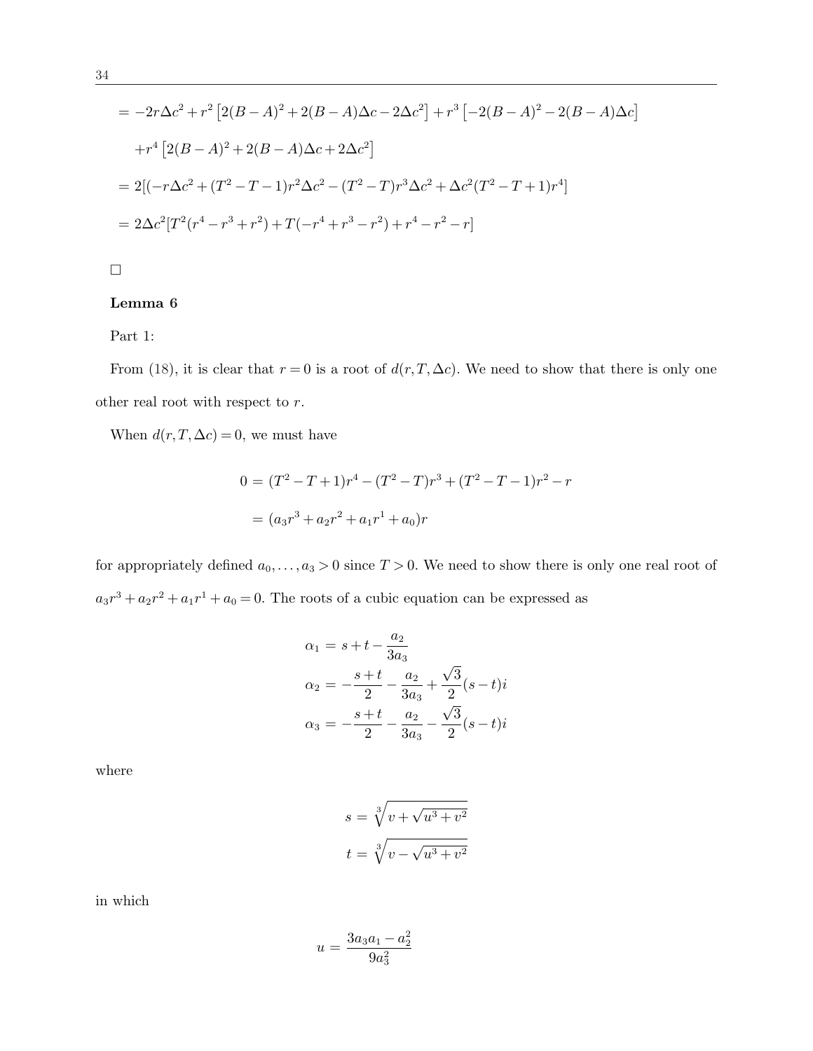$$
\begin{aligned}
&= -2r\Delta c^2 + r^2\left[2(B-A)^2 + 2(B-A)\Delta c - 2\Delta c^2\right] + r^3\left[-2(B-A)^2 - 2(B-A)\Delta c\right] \\
&\quad + r^4\left[2(B-A)^2 + 2(B-A)\Delta c + 2\Delta c^2\right] \\
&= 2[(-r\Delta c^2 + (T^2-T-1)r^2\Delta c^2 - (T^2-T)r^3\Delta c^2 + \Delta c^2(T^2-T+1)r^4] \\
&= 2\Delta c^2[T^2(r^4-r^3+r^2) + T(-r^4+r^3-r^2) + r^4 - r^2 - r]
\end{aligned}
$$

□

**Lemma 6**

Part 1:

From (18), it is clear that $r=0$ is a root of $d(r,T,\Delta c)$. We need to show that there is only one other real root with respect to $r$.

When $d(r,T,\Delta c)=0$, we must have

$$
\begin{aligned}
0 &= (T^2-T+1)r^4 - (T^2-T)r^3 + (T^2-T-1)r^2 - r \\
&= (a_3r^3 + a_2r^2 + a_1r^1 + a_0)r
\end{aligned}
$$

for appropriately defined $a_0,\ldots,a_3 > 0$ since $T>0$. We need to show there is only one real root of $a_3r^3 + a_2r^2 + a_1r^1 + a_0 = 0$. The roots of a cubic equation can be expressed as

$$
\begin{aligned}
\alpha_1 &= s + t - \frac{a_2}{3a_3} \\
\alpha_2 &= -\frac{s+t}{2} - \frac{a_2}{3a_3} + \frac{\sqrt{3}}{2}(s-t)i \\
\alpha_3 &= -\frac{s+t}{2} - \frac{a_2}{3a_3} - \frac{\sqrt{3}}{2}(s-t)i
\end{aligned}
$$

where

$$
\begin{aligned}
s &= \sqrt[3]{v + \sqrt{u^3+v^2}} \\
t &= \sqrt[3]{v - \sqrt{u^3+v^2}}
\end{aligned}
$$

in which

$$
u = \frac{3a_3a_1 - a_2^2}{9a_3^2}
$$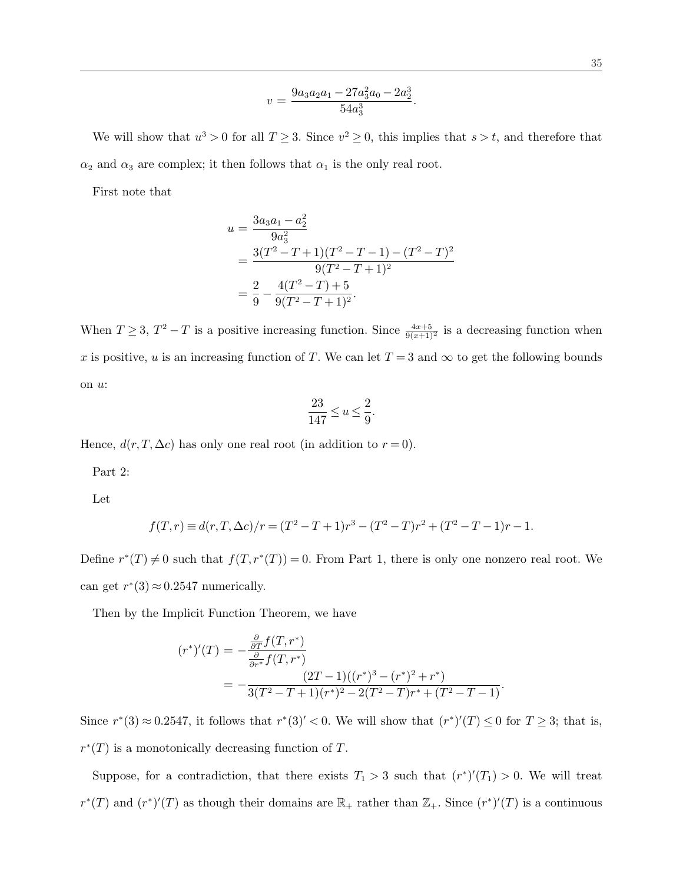$$v = \frac{9a_3a_2a_1 - 27a_3^2a_0 - 2a_2^3}{54a_3^3}.$$

We will show that $u^3 > 0$ for all $T \geq 3$. Since $v^2 \geq 0$, this implies that $s > t$, and therefore that $\alpha_2$ and $\alpha_3$ are complex; it then follows that $\alpha_1$ is the only real root.

First note that

$$\begin{aligned}
u &= \frac{3a_3a_1 - a_2^2}{9a_3^2} \\
&= \frac{3(T^2 - T + 1)(T^2 - T - 1) - (T^2 - T)^2}{9(T^2 - T + 1)^2} \\
&= \frac{2}{9} - \frac{4(T^2 - T) + 5}{9(T^2 - T + 1)^2}.
\end{aligned}$$

When $T \geq 3$, $T^2 - T$ is a positive increasing function. Since $\frac{4x+5}{9(x+1)^2}$ is a decreasing function when $x$ is positive, $u$ is an increasing function of $T$. We can let $T = 3$ and $\infty$ to get the following bounds on $u$:

$$\frac{23}{147} \leq u \leq \frac{2}{9}.$$

Hence, $d(r, T, \Delta c)$ has only one real root (in addition to $r = 0$).

Part 2:

Let

$$f(T, r) \equiv d(r, T, \Delta c)/r = (T^2 - T + 1)r^3 - (T^2 - T)r^2 + (T^2 - T - 1)r - 1.$$

Define $r^*(T) \neq 0$ such that $f(T, r^*(T)) = 0$. From Part 1, there is only one nonzero real root. We can get $r^*(3) \approx 0.2547$ numerically.

Then by the Implicit Function Theorem, we have

$$\begin{aligned}
(r^*)'(T) &= -\frac{\frac{\partial}{\partial T} f(T, r^*)}{\frac{\partial}{\partial r^*} f(T, r^*)} \\
&= -\frac{(2T - 1)((r^*)^3 - (r^*)^2 + r^*)}{3(T^2 - T + 1)(r^*)^2 - 2(T^2 - T)r^* + (T^2 - T - 1)}.
\end{aligned}$$

Since $r^*(3) \approx 0.2547$, it follows that $r^*(3)' < 0$. We will show that $(r^*)'(T) \leq 0$ for $T \geq 3$; that is, $r^*(T)$ is a monotonically decreasing function of $T$.

Suppose, for a contradiction, that there exists $T_1 > 3$ such that $(r^*)'(T_1) > 0$. We will treat $r^*(T)$ and $(r^*)'(T)$ as though their domains are $\mathbb{R}_+$ rather than $\mathbb{Z}_+$. Since $(r^*)'(T)$ is a continuous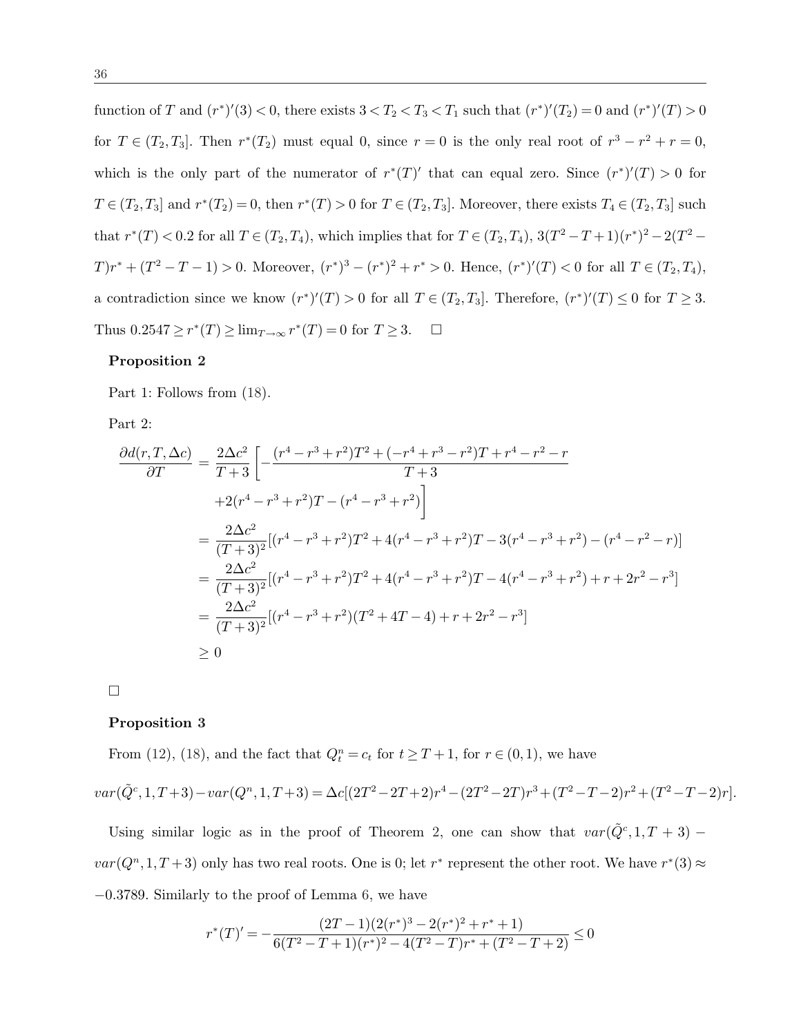function of $T$ and $(r^*)'(3) < 0$, there exists $3 < T_2 < T_3 < T_1$ such that $(r^*)'(T_2) = 0$ and $(r^*)'(T) > 0$ for $T \in (T_2, T_3]$. Then $r^*(T_2)$ must equal 0, since $r = 0$ is the only real root of $r^3 - r^2 + r = 0$, which is the only part of the numerator of $r^*(T)'$ that can equal zero. Since $(r^*)'(T) > 0$ for $T \in (T_2, T_3]$ and $r^*(T_2) = 0$, then $r^*(T) > 0$ for $T \in (T_2, T_3]$. Moreover, there exists $T_4 \in (T_2, T_3]$ such that $r^*(T) < 0.2$ for all $T \in (T_2, T_4)$, which implies that for $T \in (T_2, T_4)$, $3(T^2 - T + 1)(r^*)^2 - 2(T^2 - T)r^* + (T^2 - T - 1) > 0$. Moreover, $(r^*)^3 - (r^*)^2 + r^* > 0$. Hence, $(r^*)'(T) < 0$ for all $T \in (T_2, T_4)$, a contradiction since we know $(r^*)'(T) > 0$ for all $T \in (T_2, T_3]$. Therefore, $(r^*)'(T) \leq 0$ for $T \geq 3$. Thus $0.2547 \geq r^*(T) \geq \lim_{T \to \infty} r^*(T) = 0$ for $T \geq 3$. $\square$

**Proposition 2**

Part 1: Follows from (18).

Part 2:

$$
\begin{aligned}
\frac{\partial d(r, T, \Delta c)}{\partial T} &= \frac{2\Delta c^2}{T+3}\Bigg[-\frac{(r^4 - r^3 + r^2)T^2 + (-r^4 + r^3 - r^2)T + r^4 - r^2 - r}{T+3} \\
&\quad + 2(r^4 - r^3 + r^2)T - (r^4 - r^3 + r^2)\Bigg] \\
&= \frac{2\Delta c^2}{(T+3)^2}[(r^4 - r^3 + r^2)T^2 + 4(r^4 - r^3 + r^2)T - 3(r^4 - r^3 + r^2) - (r^4 - r^2 - r)] \\
&= \frac{2\Delta c^2}{(T+3)^2}[(r^4 - r^3 + r^2)T^2 + 4(r^4 - r^3 + r^2)T - 4(r^4 - r^3 + r^2) + r + 2r^2 - r^3] \\
&= \frac{2\Delta c^2}{(T+3)^2}[(r^4 - r^3 + r^2)(T^2 + 4T - 4) + r + 2r^2 - r^3] \\
&\geq 0
\end{aligned}
$$

$\square$

**Proposition 3**

From (12), (18), and the fact that $Q_t^n = c_t$ for $t \geq T+1$, for $r \in (0, 1)$, we have

$$var(\tilde{Q}^c, 1, T+3) - var(Q^n, 1, T+3) = \Delta c[(2T^2 - 2T + 2)r^4 - (2T^2 - 2T)r^3 + (T^2 - T - 2)r^2 + (T^2 - T - 2)r].$$

Using similar logic as in the proof of Theorem 2, one can show that $var(\tilde{Q}^c, 1, T+3) - var(Q^n, 1, T+3)$ only has two real roots. One is 0; let $r^*$ represent the other root. We have $r^*(3) \approx -0.3789$. Similarly to the proof of Lemma 6, we have

$$r^*(T)' = -\frac{(2T-1)(2(r^*)^3 - 2(r^*)^2 + r^* + 1)}{6(T^2 - T + 1)(r^*)^2 - 4(T^2 - T)r^* + (T^2 - T + 2)} \leq 0$$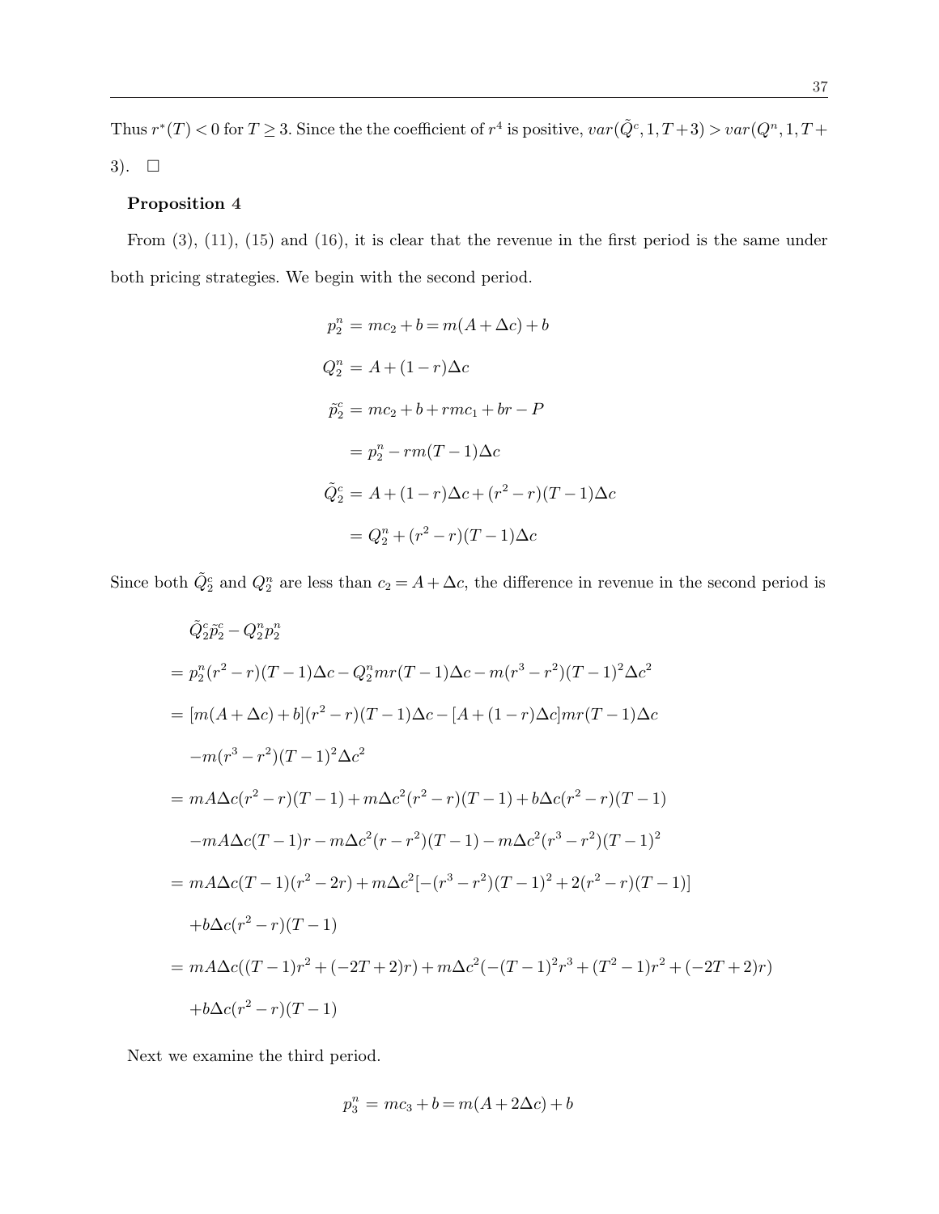Thus $r^*(T) < 0$ for $T \geq 3$. Since the the coefficient of $r^4$ is positive, $var(\tilde{Q}^c, 1, T+3) > var(Q^n, 1, T+3)$. $\square$

**Proposition 4**

From (3), (11), (15) and (16), it is clear that the revenue in the first period is the same under both pricing strategies. We begin with the second period.

$$
\begin{aligned}
p_2^n &= mc_2 + b = m(A + \Delta c) + b \\
Q_2^n &= A + (1-r)\Delta c \\
\tilde{p}_2^c &= mc_2 + b + rmc_1 + br - P \\
&= p_2^n - rm(T-1)\Delta c \\
\tilde{Q}_2^c &= A + (1-r)\Delta c + (r^2 - r)(T-1)\Delta c \\
&= Q_2^n + (r^2 - r)(T-1)\Delta c
\end{aligned}
$$

Since both $\tilde{Q}_2^c$ and $Q_2^n$ are less than $c_2 = A + \Delta c$, the difference in revenue in the second period is

$$
\begin{aligned}
&\tilde{Q}_2^c \tilde{p}_2^c - Q_2^n p_2^n \\
&= p_2^n (r^2 - r)(T-1)\Delta c - Q_2^n mr(T-1)\Delta c - m(r^3 - r^2)(T-1)^2 \Delta c^2 \\
&= [m(A + \Delta c) + b](r^2 - r)(T-1)\Delta c - [A + (1-r)\Delta c]mr(T-1)\Delta c \\
&\quad - m(r^3 - r^2)(T-1)^2 \Delta c^2 \\
&= mA\Delta c(r^2 - r)(T-1) + m\Delta c^2 (r^2 - r)(T-1) + b\Delta c(r^2 - r)(T-1) \\
&\quad - mA\Delta c(T-1)r - m\Delta c^2 (r - r^2)(T-1) - m\Delta c^2 (r^3 - r^2)(T-1)^2 \\
&= mA\Delta c(T-1)(r^2 - 2r) + m\Delta c^2 [-(r^3 - r^2)(T-1)^2 + 2(r^2 - r)(T-1)] \\
&\quad + b\Delta c(r^2 - r)(T-1) \\
&= mA\Delta c((T-1)r^2 + (-2T+2)r) + m\Delta c^2 (-(T-1)^2 r^3 + (T^2 - 1)r^2 + (-2T+2)r) \\
&\quad + b\Delta c(r^2 - r)(T-1)
\end{aligned}
$$

Next we examine the third period.

$$
p_3^n = mc_3 + b = m(A + 2\Delta c) + b
$$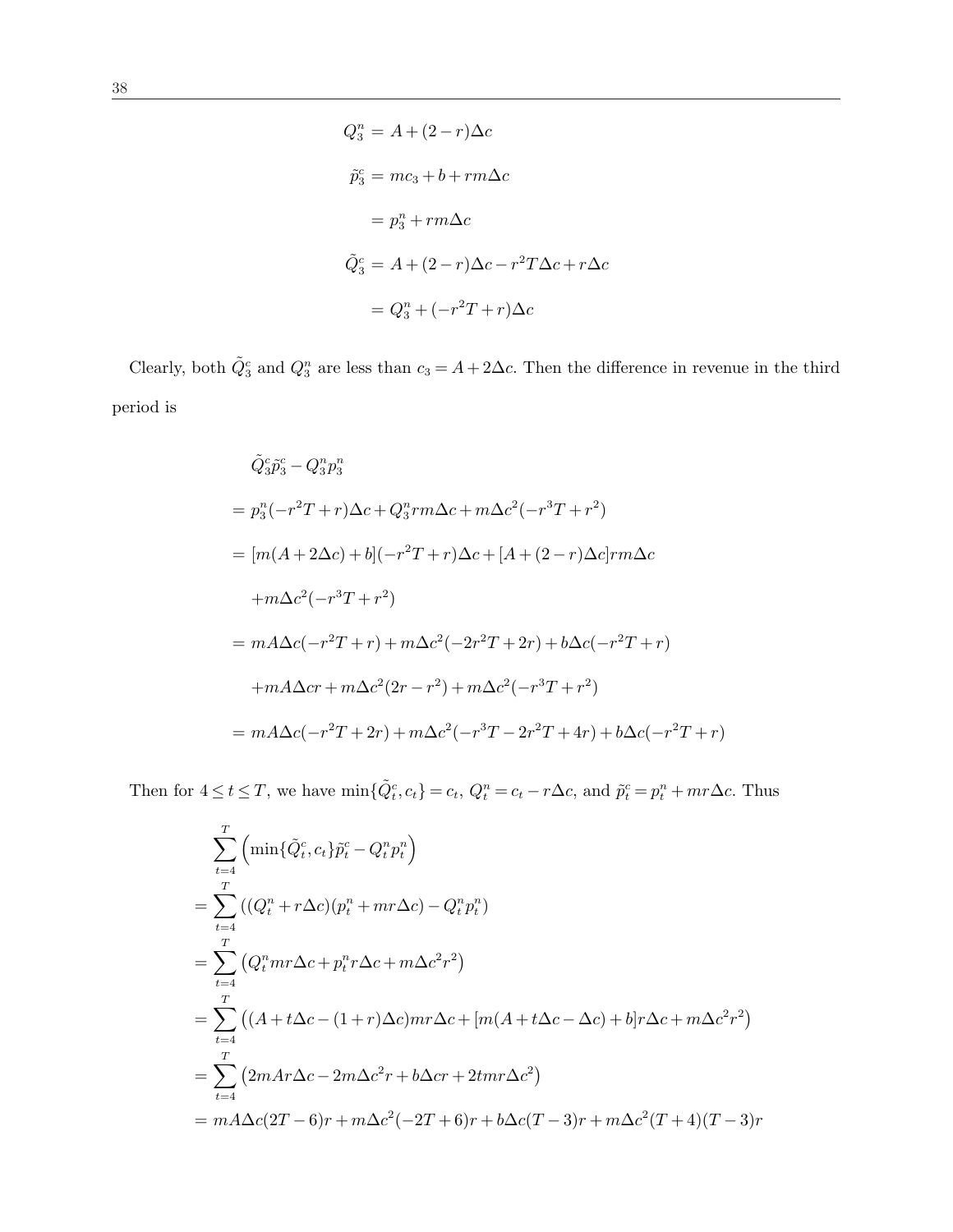$$
\begin{aligned}
Q_3^n &= A + (2-r)\Delta c \\
\tilde{p}_3^c &= mc_3 + b + rm\Delta c \\
&= p_3^n + rm\Delta c \\
\tilde{Q}_3^c &= A + (2-r)\Delta c - r^2 T\Delta c + r\Delta c \\
&= Q_3^n + (-r^2 T + r)\Delta c
\end{aligned}
$$

Clearly, both $\tilde{Q}_3^c$ and $Q_3^n$ are less than $c_3 = A + 2\Delta c$. Then the difference in revenue in the third period is

$$
\begin{aligned}
&\tilde{Q}_3^c \tilde{p}_3^c - Q_3^n p_3^n \\
&= p_3^n(-r^2 T + r)\Delta c + Q_3^n rm\Delta c + m\Delta c^2(-r^3 T + r^2) \\
&= [m(A + 2\Delta c) + b](-r^2 T + r)\Delta c + [A + (2-r)\Delta c]rm\Delta c \\
&\quad + m\Delta c^2(-r^3 T + r^2) \\
&= mA\Delta c(-r^2 T + r) + m\Delta c^2(-2r^2 T + 2r) + b\Delta c(-r^2 T + r) \\
&\quad + mA\Delta c r + m\Delta c^2(2r - r^2) + m\Delta c^2(-r^3 T + r^2) \\
&= mA\Delta c(-r^2 T + 2r) + m\Delta c^2(-r^3 T - 2r^2 T + 4r) + b\Delta c(-r^2 T + r)
\end{aligned}
$$

Then for $4 \le t \le T$, we have $\min\{\tilde{Q}_t^c, c_t\} = c_t$, $Q_t^n = c_t - r\Delta c$, and $\tilde{p}_t^c = p_t^n + mr\Delta c$. Thus

$$
\begin{aligned}
&\sum_{t=4}^{T} \left( \min\{\tilde{Q}_t^c, c_t\}\tilde{p}_t^c - Q_t^n p_t^n \right) \\
&= \sum_{t=4}^{T} \left( (Q_t^n + r\Delta c)(p_t^n + mr\Delta c) - Q_t^n p_t^n \right) \\
&= \sum_{t=4}^{T} \left( Q_t^n mr\Delta c + p_t^n r\Delta c + m\Delta c^2 r^2 \right) \\
&= \sum_{t=4}^{T} \left( (A + t\Delta c - (1+r)\Delta c)mr\Delta c + [m(A + t\Delta c - \Delta c) + b]r\Delta c + m\Delta c^2 r^2 \right) \\
&= \sum_{t=4}^{T} \left( 2mAr\Delta c - 2m\Delta c^2 r + b\Delta c r + 2tmr\Delta c^2 \right) \\
&= mA\Delta c(2T - 6)r + m\Delta c^2(-2T + 6)r + b\Delta c(T - 3)r + m\Delta c^2(T + 4)(T - 3)r
\end{aligned}
$$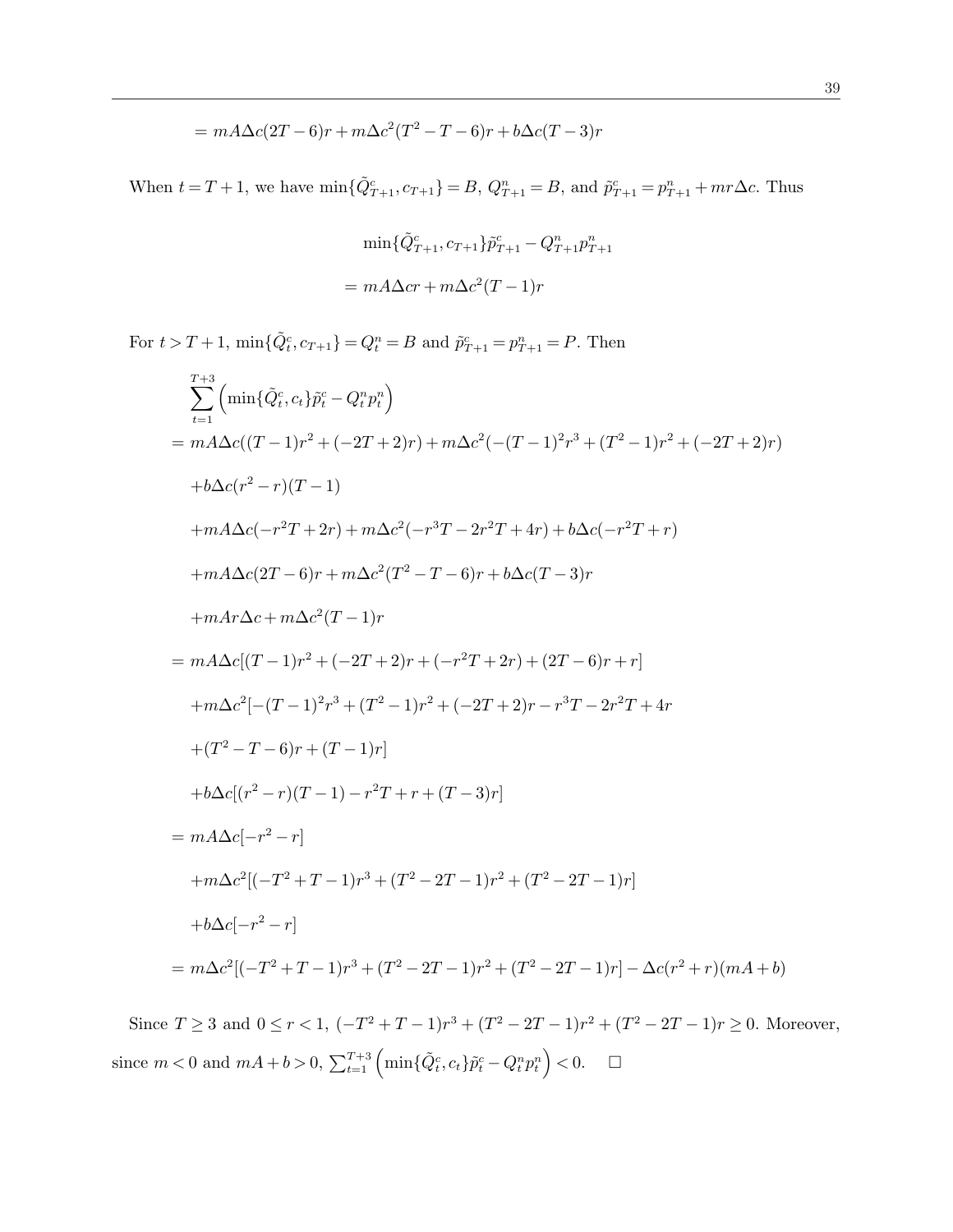$$= mA\Delta c(2T-6)r + m\Delta c^2(T^2-T-6)r + b\Delta c(T-3)r$$

When $t = T+1$, we have $\min\{\tilde{Q}^c_{T+1}, c_{T+1}\} = B$, $Q^n_{T+1} = B$, and $\tilde{p}^c_{T+1} = p^n_{T+1} + mr\Delta c$. Thus

$$\min\{\tilde{Q}^c_{T+1}, c_{T+1}\}\tilde{p}^c_{T+1} - Q^n_{T+1}p^n_{T+1}$$

$$= mA\Delta cr + m\Delta c^2(T-1)r$$

For $t > T+1$, $\min\{\tilde{Q}^c_t, c_{T+1}\} = Q^n_t = B$ and $\tilde{p}^c_{T+1} = p^n_{T+1} = P$. Then

$$\begin{aligned}
&\sum_{t=1}^{T+3}\Big(\min\{\tilde{Q}^c_t, c_t\}\tilde{p}^c_t - Q^n_t p^n_t\Big)\\
&= mA\Delta c((T-1)r^2 + (-2T+2)r) + m\Delta c^2(-(T-1)^2r^3 + (T^2-1)r^2 + (-2T+2)r)\\
&\quad + b\Delta c(r^2-r)(T-1)\\
&\quad + mA\Delta c(-r^2T + 2r) + m\Delta c^2(-r^3T - 2r^2T + 4r) + b\Delta c(-r^2T + r)\\
&\quad + mA\Delta c(2T-6)r + m\Delta c^2(T^2-T-6)r + b\Delta c(T-3)r\\
&\quad + mAr\Delta c + m\Delta c^2(T-1)r\\
&= mA\Delta c[(T-1)r^2 + (-2T+2)r + (-r^2T+2r) + (2T-6)r + r]\\
&\quad + m\Delta c^2[-(T-1)^2r^3 + (T^2-1)r^2 + (-2T+2)r - r^3T - 2r^2T + 4r\\
&\quad + (T^2-T-6)r + (T-1)r]\\
&\quad + b\Delta c[(r^2-r)(T-1) - r^2T + r + (T-3)r]\\
&= mA\Delta c[-r^2-r]\\
&\quad + m\Delta c^2[(-T^2+T-1)r^3 + (T^2-2T-1)r^2 + (T^2-2T-1)r]\\
&\quad + b\Delta c[-r^2-r]\\
&= m\Delta c^2[(-T^2+T-1)r^3 + (T^2-2T-1)r^2 + (T^2-2T-1)r] - \Delta c(r^2+r)(mA+b)
\end{aligned}$$

Since $T \geq 3$ and $0 \leq r < 1$, $(-T^2+T-1)r^3 + (T^2-2T-1)r^2 + (T^2-2T-1)r \geq 0$. Moreover, since $m < 0$ and $mA + b > 0$, $\sum_{t=1}^{T+3}\Big(\min\{\tilde{Q}^c_t, c_t\}\tilde{p}^c_t - Q^n_t p^n_t\Big) < 0$. $\square$